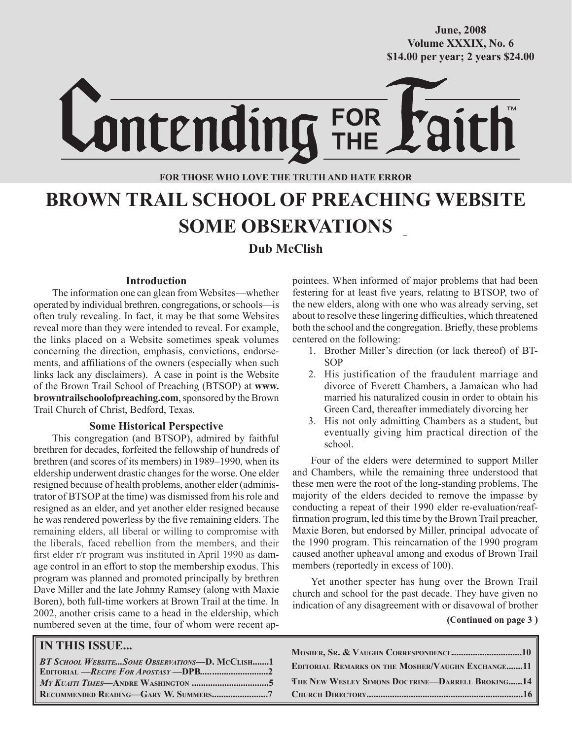June, 2008
Volume XXXIX, No. 6
$14.00 per year; 2 years $24.00

# Contending FOR THE Faith™

**FOR THOSE WHO LOVE THE TRUTH AND HATE ERROR**

# BROWN TRAIL SCHOOL OF PREACHING WEBSITE SOME OBSERVATIONS

**Dub McClish**

### Introduction

The information one can glean from Websites—whether operated by individual brethren, congregations, or schools—is often truly revealing. In fact, it may be that some Websites reveal more than they were intended to reveal. For example, the links placed on a Website sometimes speak volumes concerning the direction, emphasis, convictions, endorsements, and affiliations of the owners (especially when such links lack any disclaimers). A case in point is the Website of the Brown Trail School of Preaching (BTSOP) at **www.browntrailschoolofpreaching.com**, sponsored by the Brown Trail Church of Christ, Bedford, Texas.

### Some Historical Perspective

This congregation (and BTSOP), admired by faithful brethren for decades, forfeited the fellowship of hundreds of brethren (and scores of its members) in 1989–1990, when its eldership underwent drastic changes for the worse. One elder resigned because of health problems, another elder (administrator of BTSOP at the time) was dismissed from his role and resigned as an elder, and yet another elder resigned because he was rendered powerless by the five remaining elders. The remaining elders, all liberal or willing to compromise with the liberals, faced rebellion from the members, and their first elder r/r program was instituted in April 1990 as damage control in an effort to stop the membership exodus. This program was planned and promoted principally by brethren Dave Miller and the late Johnny Ramsey (along with Maxie Boren), both full-time workers at Brown Trail at the time. In 2002, another crisis came to a head in the eldership, which numbered seven at the time, four of whom were recent appointees. When informed of major problems that had been festering for at least five years, relating to BTSOP, two of the new elders, along with one who was already serving, set about to resolve these lingering difficulties, which threatened both the school and the congregation. Briefly, these problems centered on the following:

1. Brother Miller's direction (or lack thereof) of BTSOP
2. His justification of the fraudulent marriage and divorce of Everett Chambers, a Jamaican who had married his naturalized cousin in order to obtain his Green Card, thereafter immediately divorcing her
3. His not only admitting Chambers as a student, but eventually giving him practical direction of the school.

Four of the elders were determined to support Miller and Chambers, while the remaining three understood that these men were the root of the long-standing problems. The majority of the elders decided to remove the impasse by conducting a repeat of their 1990 elder re-evaluation/reaffirmation program, led this time by the Brown Trail preacher, Maxie Boren, but endorsed by Miller, principal advocate of the 1990 program. This reincarnation of the 1990 program caused another upheaval among and exodus of Brown Trail members (reportedly in excess of 100).

Yet another specter has hung over the Brown Trail church and school for the past decade. They have given no indication of any disagreement with or disavowal of brother

**(Continued on page 3 )**

## IN THIS ISSUE...

| | |
|---|---|
| *BT School Website...Some Observations*—D. McClish | 1 |
| Editorial —*Recipe For Apostasy* —DPB | 2 |
| *My Kuaiti Times*—Andre Washington | 5 |
| Recommended Reading—Gary W. Summers | 7 |
| Mosher, Sr. & Vaughn Correspondence | 10 |
| Editorial Remarks on the Mosher/Vaughn Exchange | 11 |
| The New Wesley Simons Doctrine—Darrell Broking | 14 |
| Church Directory | 16 |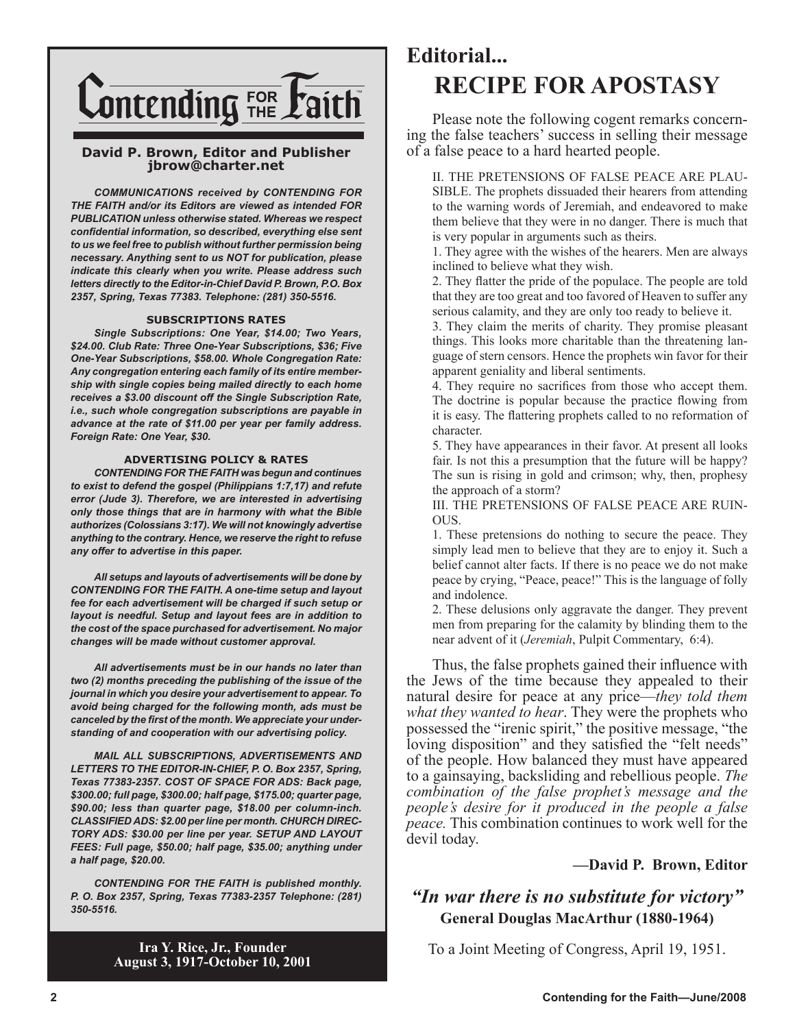# Contending FOR THE Faith™

**David P. Brown, Editor and Publisher**
**jbrow@charter.net**

***COMMUNICATIONS received by CONTENDING FOR THE FAITH and/or its Editors are viewed as intended FOR PUBLICATION unless otherwise stated. Whereas we respect confidential information, so described, everything else sent to us we feel free to publish without further permission being necessary. Anything sent to us NOT for publication, please indicate this clearly when you write. Please address such letters directly to the Editor-in-Chief David P. Brown, P.O. Box 2357, Spring, Texas 77383. Telephone: (281) 350-5516.***

**SUBSCRIPTIONS RATES**

***Single Subscriptions: One Year, $14.00; Two Years, $24.00. Club Rate: Three One-Year Subscriptions, $36; Five One-Year Subscriptions, $58.00. Whole Congregation Rate: Any congregation entering each family of its entire membership with single copies being mailed directly to each home receives a $3.00 discount off the Single Subscription Rate, i.e., such whole congregation subscriptions are payable in advance at the rate of $11.00 per year per family address. Foreign Rate: One Year, $30.***

**ADVERTISING POLICY & RATES**

***CONTENDING FOR THE FAITH was begun and continues to exist to defend the gospel (Philippians 1:7,17) and refute error (Jude 3). Therefore, we are interested in advertising only those things that are in harmony with what the Bible authorizes (Colossians 3:17). We will not knowingly advertise anything to the contrary. Hence, we reserve the right to refuse any offer to advertise in this paper.***

***All setups and layouts of advertisements will be done by CONTENDING FOR THE FAITH. A one-time setup and layout fee for each advertisement will be charged if such setup or layout is needful. Setup and layout fees are in addition to the cost of the space purchased for advertisement. No major changes will be made without customer approval.***

***All advertisements must be in our hands no later than two (2) months preceding the publishing of the issue of the journal in which you desire your advertisement to appear. To avoid being charged for the following month, ads must be canceled by the first of the month. We appreciate your understanding of and cooperation with our advertising policy.***

***MAIL ALL SUBSCRIPTIONS, ADVERTISEMENTS AND LETTERS TO THE EDITOR-IN-CHIEF, P. O. Box 2357, Spring, Texas 77383-2357. COST OF SPACE FOR ADS: Back page, $300.00; full page, $300.00; half page, $175.00; quarter page, $90.00; less than quarter page, $18.00 per column-inch. CLASSIFIED ADS: $2.00 per line per month. CHURCH DIRECTORY ADS: $30.00 per line per year. SETUP AND LAYOUT FEES: Full page, $50.00; half page, $35.00; anything under a half page, $20.00.***

***CONTENDING FOR THE FAITH is published monthly. P. O. Box 2357, Spring, Texas 77383-2357 Telephone: (281) 350-5516.***

**Ira Y. Rice, Jr., Founder**
**August 3, 1917-October 10, 2001**

## Editorial...

# RECIPE FOR APOSTASY

Please note the following cogent remarks concerning the false teachers' success in selling their message of a false peace to a hard hearted people.

> II. THE PRETENSIONS OF FALSE PEACE ARE PLAUSIBLE. The prophets dissuaded their hearers from attending to the warning words of Jeremiah, and endeavored to make them believe that they were in no danger. There is much that is very popular in arguments such as theirs.
>
> 1. They agree with the wishes of the hearers. Men are always inclined to believe what they wish.
> 2. They flatter the pride of the populace. The people are told that they are too great and too favored of Heaven to suffer any serious calamity, and they are only too ready to believe it.
> 3. They claim the merits of charity. They promise pleasant things. This looks more charitable than the threatening language of stern censors. Hence the prophets win favor for their apparent geniality and liberal sentiments.
> 4. They require no sacrifices from those who accept them. The doctrine is popular because the practice flowing from it is easy. The flattering prophets called to no reformation of character.
> 5. They have appearances in their favor. At present all looks fair. Is not this a presumption that the future will be happy? The sun is rising in gold and crimson; why, then, prophesy the approach of a storm?
>
> III. THE PRETENSIONS OF FALSE PEACE ARE RUINOUS.
>
> 1. These pretensions do nothing to secure the peace. They simply lead men to believe that they are to enjoy it. Such a belief cannot alter facts. If there is no peace we do not make peace by crying, "Peace, peace!" This is the language of folly and indolence.
> 2. These delusions only aggravate the danger. They prevent men from preparing for the calamity by blinding them to the near advent of it (*Jeremiah*, Pulpit Commentary, 6:4).

Thus, the false prophets gained their influence with the Jews of the time because they appealed to their natural desire for peace at any price—*they told them what they wanted to hear*. They were the prophets who possessed the "irenic spirit," the positive message, "the loving disposition" and they satisfied the "felt needs" of the people. How balanced they must have appeared to a gainsaying, backsliding and rebellious people. *The combination of the false prophet's message and the people's desire for it produced in the people a false peace.* This combination continues to work well for the devil today.

**—David P. Brown, Editor**

***"In war there is no substitute for victory"***
**General Douglas MacArthur (1880-1964)**

To a Joint Meeting of Congress, April 19, 1951.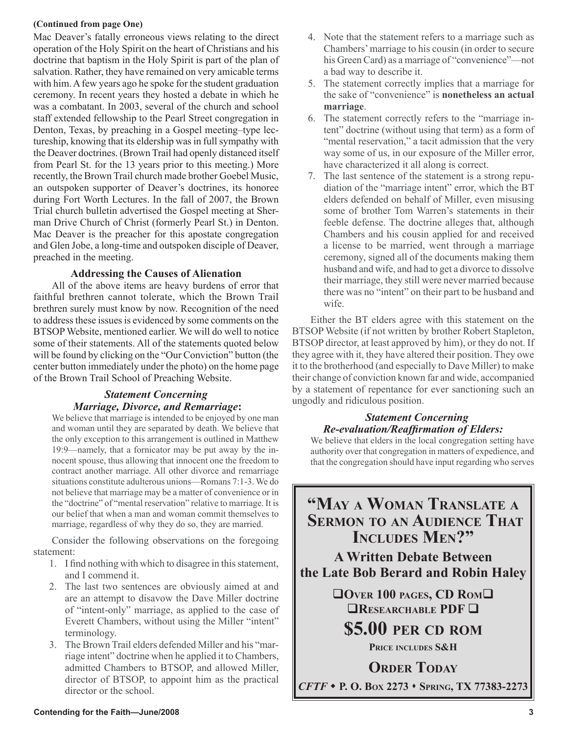**(Continued from page One)**

Mac Deaver's fatally erroneous views relating to the direct operation of the Holy Spirit on the heart of Christians and his doctrine that baptism in the Holy Spirit is part of the plan of salvation. Rather, they have remained on very amicable terms with him. A few years ago he spoke for the student graduation ceremony. In recent years they hosted a debate in which he was a combatant. In 2003, several of the church and school staff extended fellowship to the Pearl Street congregation in Denton, Texas, by preaching in a Gospel meeting–type lectureship, knowing that its eldership was in full sympathy with the Deaver doctrines. (Brown Trail had openly distanced itself from Pearl St. for the 13 years prior to this meeting.) More recently, the Brown Trail church made brother Goebel Music, an outspoken supporter of Deaver's doctrines, its honoree during Fort Worth Lectures. In the fall of 2007, the Brown Trial church bulletin advertised the Gospel meeting at Sherman Drive Church of Christ (formerly Pearl St.) in Denton. Mac Deaver is the preacher for this apostate congregation and Glen Jobe, a long-time and outspoken disciple of Deaver, preached in the meeting.

### Addressing the Causes of Alienation

All of the above items are heavy burdens of error that faithful brethren cannot tolerate, which the Brown Trail brethren surely must know by now. Recognition of the need to address these issues is evidenced by some comments on the BTSOP Website, mentioned earlier. We will do well to notice some of their statements. All of the statements quoted below will be found by clicking on the "Our Conviction" button (the center button immediately under the photo) on the home page of the Brown Trail School of Preaching Website.

#### *Statement Concerning Marriage, Divorce, and Remarriage*:

> We believe that marriage is intended to be enjoyed by one man and woman until they are separated by death. We believe that the only exception to this arrangement is outlined in Matthew 19:9—namely, that a fornicator may be put away by the innocent spouse, thus allowing that innocent one the freedom to contract another marriage. All other divorce and remarriage situations constitute adulterous unions—Romans 7:1-3. We do not believe that marriage may be a matter of convenience or in the "doctrine" of "mental reservation" relative to marriage. It is our belief that when a man and woman commit themselves to marriage, regardless of why they do so, they are married.

Consider the following observations on the foregoing statement:

1. I find nothing with which to disagree in this statement, and I commend it.
2. The last two sentences are obviously aimed at and are an attempt to disavow the Dave Miller doctrine of "intent-only" marriage, as applied to the case of Everett Chambers, without using the Miller "intent" terminology.
3. The Brown Trail elders defended Miller and his "marriage intent" doctrine when he applied it to Chambers, admitted Chambers to BTSOP, and allowed Miller, director of BTSOP, to appoint him as the practical director or the school.
4. Note that the statement refers to a marriage such as Chambers' marriage to his cousin (in order to secure his Green Card) as a marriage of "convenience"—not a bad way to describe it.
5. The statement correctly implies that a marriage for the sake of "convenience" is **nonetheless an actual marriage**.
6. The statement correctly refers to the "marriage intent" doctrine (without using that term) as a form of "mental reservation," a tacit admission that the very way some of us, in our exposure of the Miller error, have characterized it all along is correct.
7. The last sentence of the statement is a strong repudiation of the "marriage intent" error, which the BT elders defended on behalf of Miller, even misusing some of brother Tom Warren's statements in their feeble defense. The doctrine alleges that, although Chambers and his cousin applied for and received a license to be married, went through a marriage ceremony, signed all of the documents making them husband and wife, and had to get a divorce to dissolve their marriage, they still were never married because there was no "intent" on their part to be husband and wife.

Either the BT elders agree with this statement on the BTSOP Website (if not written by brother Robert Stapleton, BTSOP director, at least approved by him), or they do not. If they agree with it, they have altered their position. They owe it to the brotherhood (and especially to Dave Miller) to make their change of conviction known far and wide, accompanied by a statement of repentance for ever sanctioning such an ungodly and ridiculous position.

#### *Statement Concerning Re-evaluation/Reaffirmation of Elders:*

> We believe that elders in the local congregation setting have authority over that congregation in matters of expedience, and that the congregation should have input regarding who serves

---

**"MAY A WOMAN TRANSLATE A SERMON TO AN AUDIENCE THAT INCLUDES MEN?"**

**A Written Debate Between the Late Bob Berard and Robin Haley**

❑**OVER 100 PAGES, CD ROM**❑
❑**RESEARCHABLE PDF** ❑

**$5.00 PER CD ROM**

**PRICE INCLUDES S&H**

**ORDER TODAY**

***CFTF*** • **P. O. BOX 2273** • **SPRING, TX 77383-2273**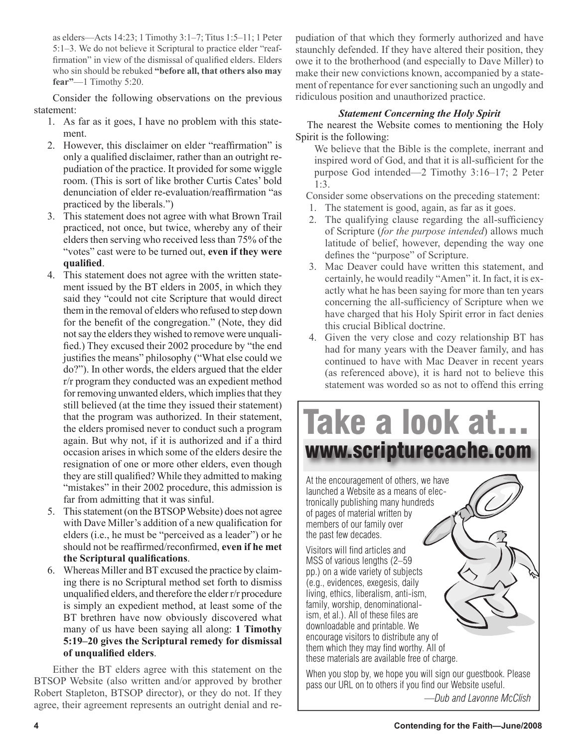as elders—Acts 14:23; 1 Timothy 3:1–7; Titus 1:5–11; 1 Peter 5:1–3. We do not believe it Scriptural to practice elder "reaffirmation" in view of the dismissal of qualified elders. Elders who sin should be rebuked **"before all, that others also may fear"**—1 Timothy 5:20.

Consider the following observations on the previous statement:

1. As far as it goes, I have no problem with this statement.
2. However, this disclaimer on elder "reaffirmation" is only a qualified disclaimer, rather than an outright repudiation of the practice. It provided for some wiggle room. (This is sort of like brother Curtis Cates' bold denunciation of elder re-evaluation/reaffirmation "as practiced by the liberals.")
3. This statement does not agree with what Brown Trail practiced, not once, but twice, whereby any of their elders then serving who received less than 75% of the "votes" cast were to be turned out, **even if they were qualified**.
4. This statement does not agree with the written statement issued by the BT elders in 2005, in which they said they "could not cite Scripture that would direct them in the removal of elders who refused to step down for the benefit of the congregation." (Note, they did not say the elders they wished to remove were unqualified.) They excused their 2002 procedure by "the end justifies the means" philosophy ("What else could we do?"). In other words, the elders argued that the elder r/r program they conducted was an expedient method for removing unwanted elders, which implies that they still believed (at the time they issued their statement) that the program was authorized. In their statement, the elders promised never to conduct such a program again. But why not, if it is authorized and if a third occasion arises in which some of the elders desire the resignation of one or more other elders, even though they are still qualified? While they admitted to making "mistakes" in their 2002 procedure, this admission is far from admitting that it was sinful.
5. This statement (on the BTSOP Website) does not agree with Dave Miller's addition of a new qualification for elders (i.e., he must be "perceived as a leader") or he should not be reaffirmed/reconfirmed, **even if he met the Scriptural qualifications**.
6. Whereas Miller and BT excused the practice by claiming there is no Scriptural method set forth to dismiss unqualified elders, and therefore the elder r/r procedure is simply an expedient method, at least some of the BT brethren have now obviously discovered what many of us have been saying all along: **1 Timothy 5:19–20 gives the Scriptural remedy for dismissal of unqualified elders**.

Either the BT elders agree with this statement on the BTSOP Website (also written and/or approved by brother Robert Stapleton, BTSOP director), or they do not. If they agree, their agreement represents an outright denial and repudiation of that which they formerly authorized and have staunchly defended. If they have altered their position, they owe it to the brotherhood (and especially to Dave Miller) to make their new convictions known, accompanied by a statement of repentance for ever sanctioning such an ungodly and ridiculous position and unauthorized practice.

### *Statement Concerning the Holy Spirit*

The nearest the Website comes to mentioning the Holy Spirit is the following:

We believe that the Bible is the complete, inerrant and inspired word of God, and that it is all-sufficient for the purpose God intended—2 Timothy 3:16–17; 2 Peter 1:3.

Consider some observations on the preceding statement:

1. The statement is good, again, as far as it goes.
2. The qualifying clause regarding the all-sufficiency of Scripture (*for the purpose intended*) allows much latitude of belief, however, depending the way one defines the "purpose" of Scripture.
3. Mac Deaver could have written this statement, and certainly, he would readily "Amen" it. In fact, it is exactly what he has been saying for more than ten years concerning the all-sufficiency of Scripture when we have charged that his Holy Spirit error in fact denies this crucial Biblical doctrine.
4. Given the very close and cozy relationship BT has had for many years with the Deaver family, and has continued to have with Mac Deaver in recent years (as referenced above), it is hard not to believe this statement was worded so as not to offend this erring

---

# Take a look at…
## www.scripturecache.com

At the encouragement of others, we have launched a Website as a means of electronically publishing many hundreds of pages of material written by members of our family over the past few decades.

Visitors will find articles and MSS of various lengths (2–59 pp.) on a wide variety of subjects (e.g., evidences, exegesis, daily living, ethics, liberalism, anti-ism, family, worship, denominationalism, et al.). All of these files are downloadable and printable. We encourage visitors to distribute any of them which they may find worthy. All of these materials are available free of charge.

When you stop by, we hope you will sign our guestbook. Please pass our URL on to others if you find our Website useful.

—*Dub and Lavonne McClish*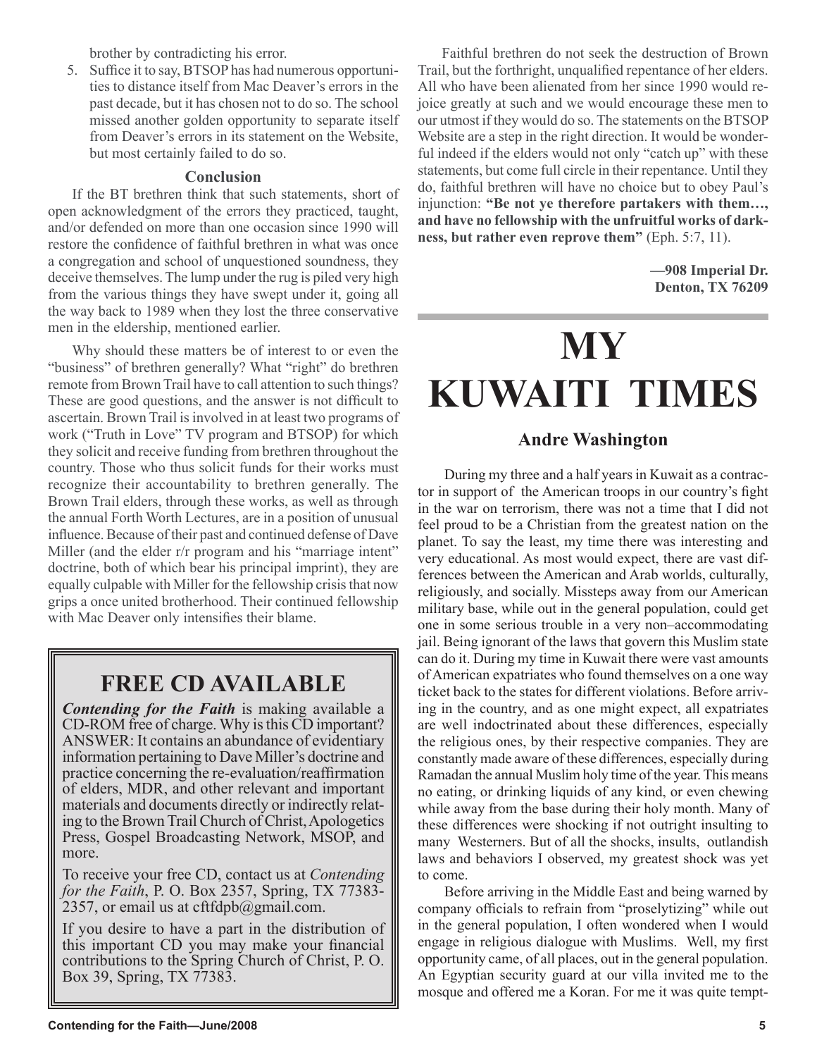brother by contradicting his error.

5. Suffice it to say, BTSOP has had numerous opportunities to distance itself from Mac Deaver's errors in the past decade, but it has chosen not to do so. The school missed another golden opportunity to separate itself from Deaver's errors in its statement on the Website, but most certainly failed to do so.

### Conclusion

If the BT brethren think that such statements, short of open acknowledgment of the errors they practiced, taught, and/or defended on more than one occasion since 1990 will restore the confidence of faithful brethren in what was once a congregation and school of unquestioned soundness, they deceive themselves. The lump under the rug is piled very high from the various things they have swept under it, going all the way back to 1989 when they lost the three conservative men in the eldership, mentioned earlier.

Why should these matters be of interest to or even the "business" of brethren generally? What "right" do brethren remote from Brown Trail have to call attention to such things? These are good questions, and the answer is not difficult to ascertain. Brown Trail is involved in at least two programs of work ("Truth in Love" TV program and BTSOP) for which they solicit and receive funding from brethren throughout the country. Those who thus solicit funds for their works must recognize their accountability to brethren generally. The Brown Trail elders, through these works, as well as through the annual Forth Worth Lectures, are in a position of unusual influence. Because of their past and continued defense of Dave Miller (and the elder r/r program and his "marriage intent" doctrine, both of which bear his principal imprint), they are equally culpable with Miller for the fellowship crisis that now grips a once united brotherhood. Their continued fellowship with Mac Deaver only intensifies their blame.

Faithful brethren do not seek the destruction of Brown Trail, but the forthright, unqualified repentance of her elders. All who have been alienated from her since 1990 would rejoice greatly at such and we would encourage these men to our utmost if they would do so. The statements on the BTSOP Website are a step in the right direction. It would be wonderful indeed if the elders would not only "catch up" with these statements, but come full circle in their repentance. Until they do, faithful brethren will have no choice but to obey Paul's injunction: **"Be not ye therefore partakers with them…, and have no fellowship with the unfruitful works of darkness, but rather even reprove them"** (Eph. 5:7, 11).

**—908 Imperial Dr.**
**Denton, TX 76209**

## FREE CD AVAILABLE

***Contending for the Faith*** is making available a CD-ROM free of charge. Why is this CD important? ANSWER: It contains an abundance of evidentiary information pertaining to Dave Miller's doctrine and practice concerning the re-evaluation/reaffirmation of elders, MDR, and other relevant and important materials and documents directly or indirectly relating to the Brown Trail Church of Christ, Apologetics Press, Gospel Broadcasting Network, MSOP, and more.

To receive your free CD, contact us at *Contending for the Faith*, P. O. Box 2357, Spring, TX 77383-2357, or email us at cftfdpb@gmail.com.

If you desire to have a part in the distribution of this important CD you may make your financial contributions to the Spring Church of Christ, P. O. Box 39, Spring, TX 77383.

# MY KUWAITI TIMES

### Andre Washington

During my three and a half years in Kuwait as a contractor in support of the American troops in our country's fight in the war on terrorism, there was not a time that I did not feel proud to be a Christian from the greatest nation on the planet. To say the least, my time there was interesting and very educational. As most would expect, there are vast differences between the American and Arab worlds, culturally, religiously, and socially. Missteps away from our American military base, while out in the general population, could get one in some serious trouble in a very non–accommodating jail. Being ignorant of the laws that govern this Muslim state can do it. During my time in Kuwait there were vast amounts of American expatriates who found themselves on a one way ticket back to the states for different violations. Before arriving in the country, and as one might expect, all expatriates are well indoctrinated about these differences, especially the religious ones, by their respective companies. They are constantly made aware of these differences, especially during Ramadan the annual Muslim holy time of the year. This means no eating, or drinking liquids of any kind, or even chewing while away from the base during their holy month. Many of these differences were shocking if not outright insulting to many Westerners. But of all the shocks, insults, outlandish laws and behaviors I observed, my greatest shock was yet to come.

Before arriving in the Middle East and being warned by company officials to refrain from "proselytizing" while out in the general population, I often wondered when I would engage in religious dialogue with Muslims. Well, my first opportunity came, of all places, out in the general population. An Egyptian security guard at our villa invited me to the mosque and offered me a Koran. For me it was quite tempt-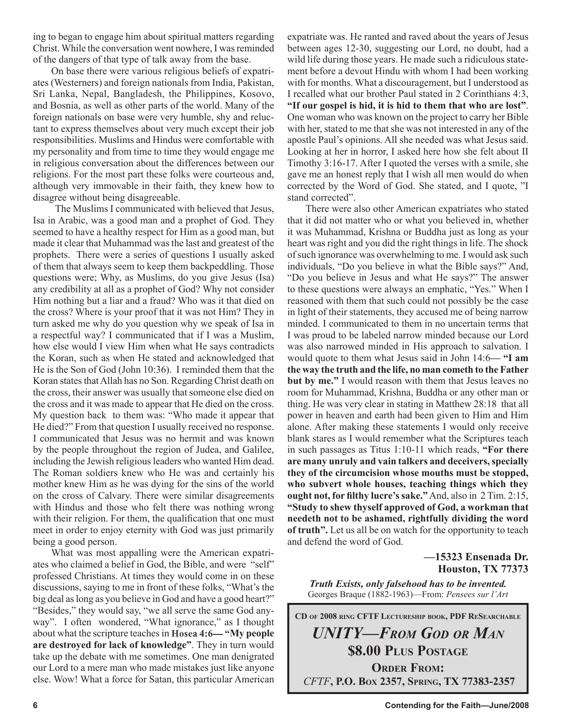ing to began to engage him about spiritual matters regarding Christ. While the conversation went nowhere, I was reminded of the dangers of that type of talk away from the base.

On base there were various religious beliefs of expatriates (Westerners) and foreign nationals from India, Pakistan, Sri Lanka, Nepal, Bangladesh, the Philippines, Kosovo, and Bosnia, as well as other parts of the world. Many of the foreign nationals on base were very humble, shy and reluctant to express themselves about very much except their job responsibilities. Muslims and Hindus were comfortable with my personality and from time to time they would engage me in religious conversation about the differences between our religions. For the most part these folks were courteous and, although very immovable in their faith, they knew how to disagree without being disagreeable.

The Muslims I communicated with believed that Jesus, Isa in Arabic, was a good man and a prophet of God. They seemed to have a healthy respect for Him as a good man, but made it clear that Muhammad was the last and greatest of the prophets. There were a series of questions I usually asked of them that always seem to keep them backpeddling. Those questions were; Why, as Muslims, do you give Jesus (Isa) any credibility at all as a prophet of God? Why not consider Him nothing but a liar and a fraud? Who was it that died on the cross? Where is your proof that it was not Him? They in turn asked me why do you question why we speak of Isa in a respectful way? I communicated that if I was a Muslim, how else would I view Him when what He says contradicts the Koran, such as when He stated and acknowledged that He is the Son of God (John 10:36). I reminded them that the Koran states that Allah has no Son. Regarding Christ death on the cross, their answer was usually that someone else died on the cross and it was made to appear that He died on the cross. My question back to them was: "Who made it appear that He died?" From that question I usually received no response. I communicated that Jesus was no hermit and was known by the people throughout the region of Judea, and Galilee, including the Jewish religious leaders who wanted Him dead. The Roman soldiers knew who He was and certainly his mother knew Him as he was dying for the sins of the world on the cross of Calvary. There were similar disagreements with Hindus and those who felt there was nothing wrong with their religion. For them, the qualification that one must meet in order to enjoy eternity with God was just primarily being a good person.

What was most appalling were the American expatriates who claimed a belief in God, the Bible, and were "self" professed Christians. At times they would come in on these discussions, saying to me in front of these folks, "What's the big deal as long as you believe in God and have a good heart?" "Besides," they would say, "we all serve the same God anyway". I often wondered, "What ignorance," as I thought about what the scripture teaches in **Hosea 4:6— "My people are destroyed for lack of knowledge"**. They in turn would take up the debate with me sometimes. One man denigrated our Lord to a mere man who made mistakes just like anyone else. Wow! What a force for Satan, this particular American expatriate was. He ranted and raved about the years of Jesus between ages 12-30, suggesting our Lord, no doubt, had a wild life during those years. He made such a ridiculous statement before a devout Hindu with whom I had been working with for months. What a discouragement, but I understood as I recalled what our brother Paul stated in 2 Corinthians 4:3, **"If our gospel is hid, it is hid to them that who are lost"**. One woman who was known on the project to carry her Bible with her, stated to me that she was not interested in any of the apostle Paul's opinions. All she needed was what Jesus said. Looking at her in horror, I asked here how she felt about II Timothy 3:16-17. After I quoted the verses with a smile, she gave me an honest reply that I wish all men would do when corrected by the Word of God. She stated, and I quote, "I stand corrected".

There were also other American expatriates who stated that it did not matter who or what you believed in, whether it was Muhammad, Krishna or Buddha just as long as your heart was right and you did the right things in life. The shock of such ignorance was overwhelming to me. I would ask such individuals, "Do you believe in what the Bible says?" And, "Do you believe in Jesus and what He says?" The answer to these questions were always an emphatic, "Yes." When I reasoned with them that such could not possibly be the case in light of their statements, they accused me of being narrow minded. I communicated to them in no uncertain terms that I was proud to be labeled narrow minded because our Lord was also narrowed minded in His approach to salvation. I would quote to them what Jesus said in John 14:6— **"I am the way the truth and the life, no man cometh to the Father but by me."** I would reason with them that Jesus leaves no room for Muhammad, Krishna, Buddha or any other man or thing. He was very clear in stating in Matthew 28:18 that all power in heaven and earth had been given to Him and Him alone. After making these statements I would only receive blank stares as I would remember what the Scriptures teach in such passages as Titus 1:10-11 which reads, **"For there are many unruly and vain talkers and deceivers, specially they of the circumcision whose mouths must be stopped, who subvert whole houses, teaching things which they ought not, for filthy lucre's sake."** And, also in 2 Tim. 2:15, **"Study to shew thyself approved of God, a workman that needeth not to be ashamed, rightfully dividing the word of truth".** Let us all be on watch for the opportunity to teach and defend the word of God.

**—15323 Ensenada Dr.**
**Houston, TX 77373**

***Truth Exists, only falsehood has to be invented.***
Georges Braque (1882-1963)—From: *Pensees sur l'Art*

---

**CD of 2008 ring CFTF Lectureship book, PDF ReSearchable**

***UNITY—From God or Man***

**$8.00 Plus Postage**

**Order From:**

*CFTF*, **P.O. Box 2357, Spring, TX 77383-2357**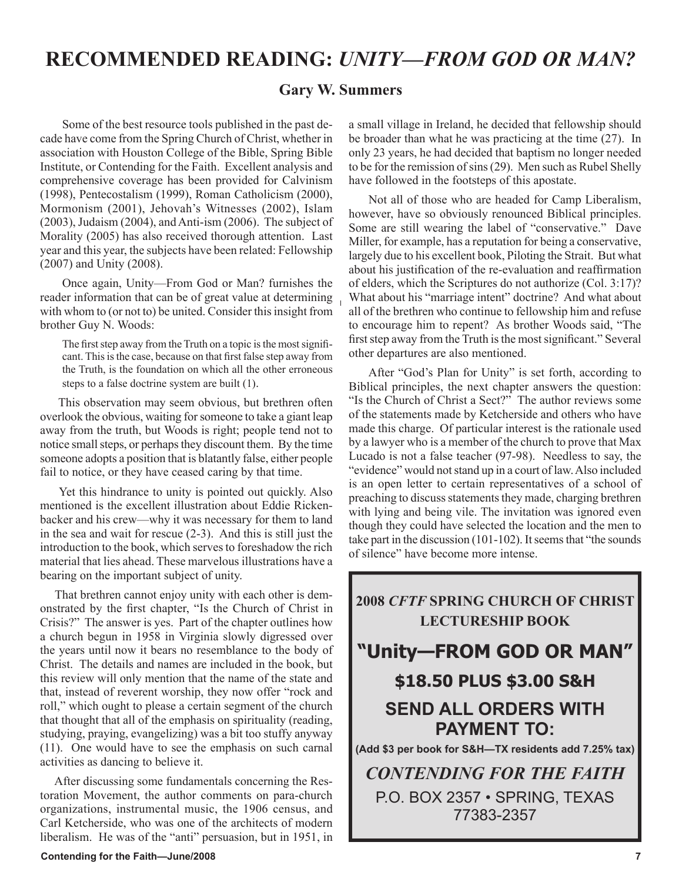# RECOMMENDED READING: *UNITY—FROM GOD OR MAN?*

**Gary W. Summers**

Some of the best resource tools published in the past decade have come from the Spring Church of Christ, whether in association with Houston College of the Bible, Spring Bible Institute, or Contending for the Faith. Excellent analysis and comprehensive coverage has been provided for Calvinism (1998), Pentecostalism (1999), Roman Catholicism (2000), Mormonism (2001), Jehovah's Witnesses (2002), Islam (2003), Judaism (2004), and Anti-ism (2006). The subject of Morality (2005) has also received thorough attention. Last year and this year, the subjects have been related: Fellowship (2007) and Unity (2008).

Once again, Unity—From God or Man? furnishes the reader information that can be of great value at determining with whom to (or not to) be united. Consider this insight from brother Guy N. Woods:

> The first step away from the Truth on a topic is the most significant. This is the case, because on that first false step away from the Truth, is the foundation on which all the other erroneous steps to a false doctrine system are built (1).

This observation may seem obvious, but brethren often overlook the obvious, waiting for someone to take a giant leap away from the truth, but Woods is right; people tend not to notice small steps, or perhaps they discount them. By the time someone adopts a position that is blatantly false, either people fail to notice, or they have ceased caring by that time.

Yet this hindrance to unity is pointed out quickly. Also mentioned is the excellent illustration about Eddie Rickenbacker and his crew—why it was necessary for them to land in the sea and wait for rescue (2-3). And this is still just the introduction to the book, which serves to foreshadow the rich material that lies ahead. These marvelous illustrations have a bearing on the important subject of unity.

That brethren cannot enjoy unity with each other is demonstrated by the first chapter, "Is the Church of Christ in Crisis?" The answer is yes. Part of the chapter outlines how a church begun in 1958 in Virginia slowly digressed over the years until now it bears no resemblance to the body of Christ. The details and names are included in the book, but this review will only mention that the name of the state and that, instead of reverent worship, they now offer "rock and roll," which ought to please a certain segment of the church that thought that all of the emphasis on spirituality (reading, studying, praying, evangelizing) was a bit too stuffy anyway (11). One would have to see the emphasis on such carnal activities as dancing to believe it.

After discussing some fundamentals concerning the Restoration Movement, the author comments on para-church organizations, instrumental music, the 1906 census, and Carl Ketcherside, who was one of the architects of modern liberalism. He was of the "anti" persuasion, but in 1951, in a small village in Ireland, he decided that fellowship should be broader than what he was practicing at the time (27). In only 23 years, he had decided that baptism no longer needed to be for the remission of sins (29). Men such as Rubel Shelly have followed in the footsteps of this apostate.

Not all of those who are headed for Camp Liberalism, however, have so obviously renounced Biblical principles. Some are still wearing the label of "conservative." Dave Miller, for example, has a reputation for being a conservative, largely due to his excellent book, Piloting the Strait. But what about his justification of the re-evaluation and reaffirmation of elders, which the Scriptures do not authorize (Col. 3:17)? What about his "marriage intent" doctrine? And what about all of the brethren who continue to fellowship him and refuse to encourage him to repent? As brother Woods said, "The first step away from the Truth is the most significant." Several other departures are also mentioned.

After "God's Plan for Unity" is set forth, according to Biblical principles, the next chapter answers the question: "Is the Church of Christ a Sect?" The author reviews some of the statements made by Ketcherside and others who have made this charge. Of particular interest is the rationale used by a lawyer who is a member of the church to prove that Max Lucado is not a false teacher (97-98). Needless to say, the "evidence" would not stand up in a court of law. Also included is an open letter to certain representatives of a school of preaching to discuss statements they made, charging brethren with lying and being vile. The invitation was ignored even though they could have selected the location and the men to take part in the discussion (101-102). It seems that "the sounds of silence" have become more intense.

---

**2008 *CFTF* SPRING CHURCH OF CHRIST LECTURESHIP BOOK**

**"Unity—FROM GOD OR MAN"**

**$18.50 PLUS $3.00 S&H**

**SEND ALL ORDERS WITH PAYMENT TO:**

**(Add $3 per book for S&H—TX residents add 7.25% tax)**

***CONTENDING FOR THE FAITH***

P.O. BOX 2357 • SPRING, TEXAS 77383-2357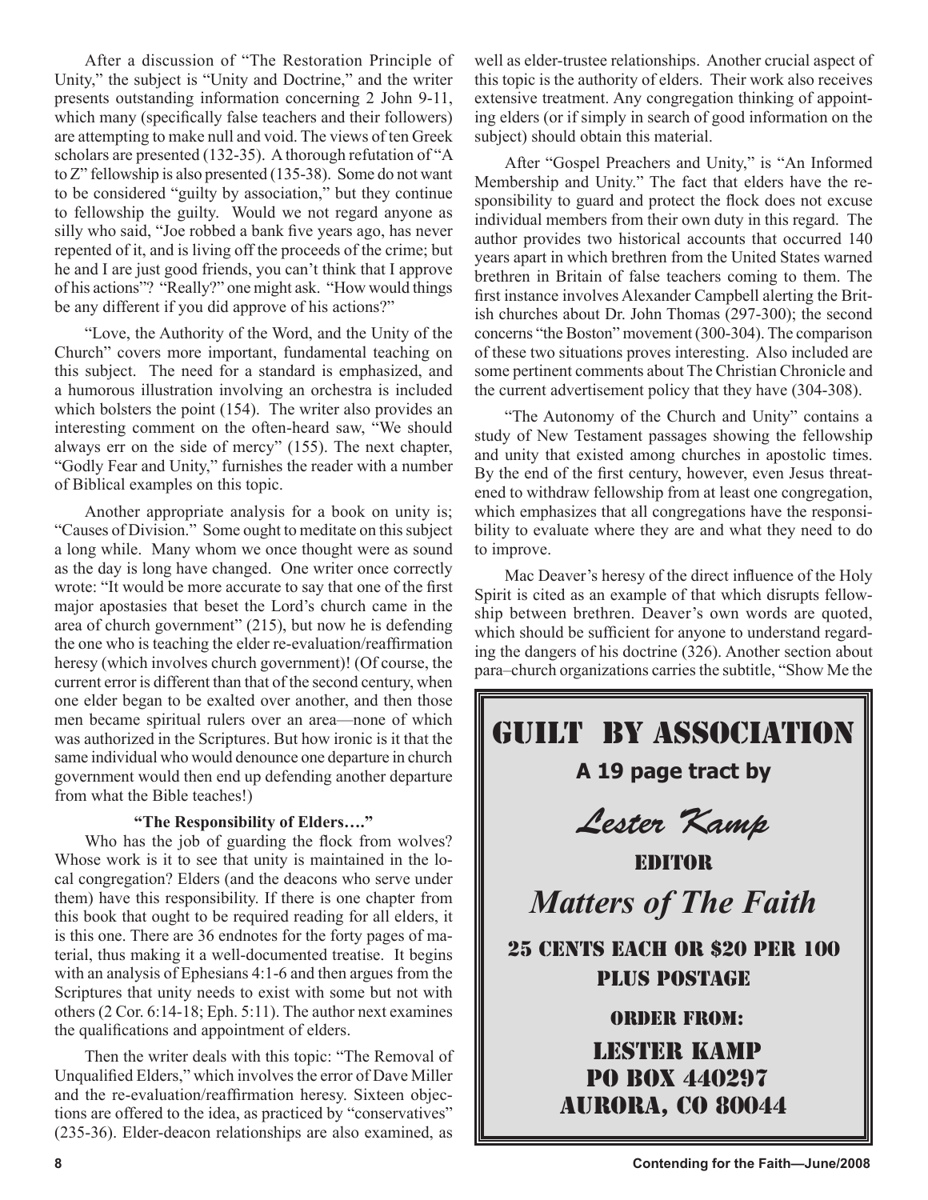After a discussion of "The Restoration Principle of Unity," the subject is "Unity and Doctrine," and the writer presents outstanding information concerning 2 John 9-11, which many (specifically false teachers and their followers) are attempting to make null and void. The views of ten Greek scholars are presented (132-35). A thorough refutation of "A to Z" fellowship is also presented (135-38). Some do not want to be considered "guilty by association," but they continue to fellowship the guilty. Would we not regard anyone as silly who said, "Joe robbed a bank five years ago, has never repented of it, and is living off the proceeds of the crime; but he and I are just good friends, you can't think that I approve of his actions"? "Really?" one might ask. "How would things be any different if you did approve of his actions?"

"Love, the Authority of the Word, and the Unity of the Church" covers more important, fundamental teaching on this subject. The need for a standard is emphasized, and a humorous illustration involving an orchestra is included which bolsters the point (154). The writer also provides an interesting comment on the often-heard saw, "We should always err on the side of mercy" (155). The next chapter, "Godly Fear and Unity," furnishes the reader with a number of Biblical examples on this topic.

Another appropriate analysis for a book on unity is; "Causes of Division." Some ought to meditate on this subject a long while. Many whom we once thought were as sound as the day is long have changed. One writer once correctly wrote: "It would be more accurate to say that one of the first major apostasies that beset the Lord's church came in the area of church government" (215), but now he is defending the one who is teaching the elder re-evaluation/reaffirmation heresy (which involves church government)! (Of course, the current error is different than that of the second century, when one elder began to be exalted over another, and then those men became spiritual rulers over an area—none of which was authorized in the Scriptures. But how ironic is it that the same individual who would denounce one departure in church government would then end up defending another departure from what the Bible teaches!)

**"The Responsibility of Elders…."**

Who has the job of guarding the flock from wolves? Whose work is it to see that unity is maintained in the local congregation? Elders (and the deacons who serve under them) have this responsibility. If there is one chapter from this book that ought to be required reading for all elders, it is this one. There are 36 endnotes for the forty pages of material, thus making it a well-documented treatise. It begins with an analysis of Ephesians 4:1-6 and then argues from the Scriptures that unity needs to exist with some but not with others (2 Cor. 6:14-18; Eph. 5:11). The author next examines the qualifications and appointment of elders.

Then the writer deals with this topic: "The Removal of Unqualified Elders," which involves the error of Dave Miller and the re-evaluation/reaffirmation heresy. Sixteen objections are offered to the idea, as practiced by "conservatives" (235-36). Elder-deacon relationships are also examined, as well as elder-trustee relationships. Another crucial aspect of this topic is the authority of elders. Their work also receives extensive treatment. Any congregation thinking of appointing elders (or if simply in search of good information on the subject) should obtain this material.

After "Gospel Preachers and Unity," is "An Informed Membership and Unity." The fact that elders have the responsibility to guard and protect the flock does not excuse individual members from their own duty in this regard. The author provides two historical accounts that occurred 140 years apart in which brethren from the United States warned brethren in Britain of false teachers coming to them. The first instance involves Alexander Campbell alerting the British churches about Dr. John Thomas (297-300); the second concerns "the Boston" movement (300-304). The comparison of these two situations proves interesting. Also included are some pertinent comments about The Christian Chronicle and the current advertisement policy that they have (304-308).

"The Autonomy of the Church and Unity" contains a study of New Testament passages showing the fellowship and unity that existed among churches in apostolic times. By the end of the first century, however, even Jesus threatened to withdraw fellowship from at least one congregation, which emphasizes that all congregations have the responsibility to evaluate where they are and what they need to do to improve.

Mac Deaver's heresy of the direct influence of the Holy Spirit is cited as an example of that which disrupts fellowship between brethren. Deaver's own words are quoted, which should be sufficient for anyone to understand regarding the dangers of his doctrine (326). Another section about para–church organizations carries the subtitle, "Show Me the

---

**GUILT BY ASSOCIATION**

**A 19 page tract by**

*Lester Kamp*

EDITOR

*Matters of The Faith*

25 CENTS EACH OR $20 PER 100
PLUS POSTAGE

ORDER FROM:

LESTER KAMP
PO BOX 440297
AURORA, CO 80044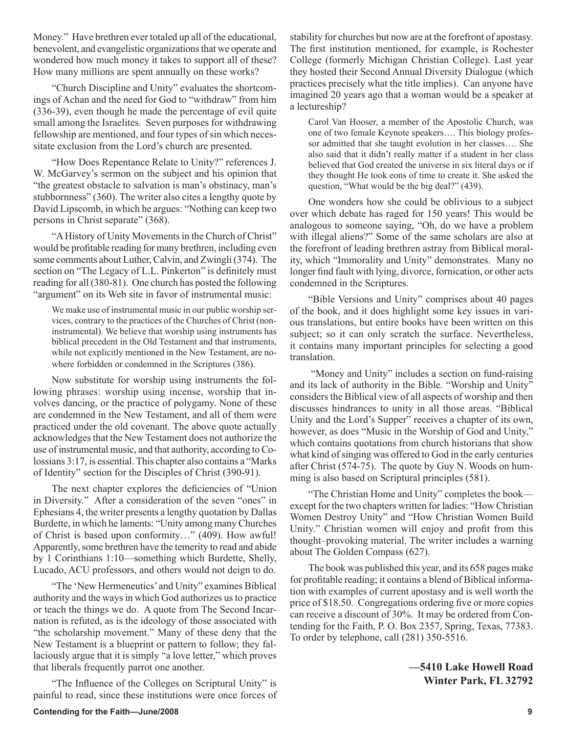Money." Have brethren ever totaled up all of the educational, benevolent, and evangelistic organizations that we operate and wondered how much money it takes to support all of these? How many millions are spent annually on these works?

"Church Discipline and Unity" evaluates the shortcomings of Achan and the need for God to "withdraw" from him (336-39), even though he made the percentage of evil quite small among the Israelites. Seven purposes for withdrawing fellowship are mentioned, and four types of sin which necessitate exclusion from the Lord's church are presented.

"How Does Repentance Relate to Unity?" references J. W. McGarvey's sermon on the subject and his opinion that "the greatest obstacle to salvation is man's obstinacy, man's stubbornness" (360). The writer also cites a lengthy quote by David Lipscomb, in which he argues: "Nothing can keep two persons in Christ separate" (368).

"A History of Unity Movements in the Church of Christ" would be profitable reading for many brethren, including even some comments about Luther, Calvin, and Zwingli (374). The section on "The Legacy of L.L. Pinkerton" is definitely must reading for all (380-81). One church has posted the following "argument" on its Web site in favor of instrumental music:

> We make use of instrumental music in our public worship services, contrary to the practices of the Churches of Christ (non-instrumental). We believe that worship using instruments has biblical precedent in the Old Testament and that instruments, while not explicitly mentioned in the New Testament, are nowhere forbidden or condemned in the Scriptures (386).

Now substitute for worship using instruments the following phrases: worship using incense, worship that involves dancing, or the practice of polygamy. None of these are condemned in the New Testament, and all of them were practiced under the old covenant. The above quote actually acknowledges that the New Testament does not authorize the use of instrumental music, and that authority, according to Colossians 3:17, is essential. This chapter also contains a "Marks of Identity" section for the Disciples of Christ (390-91).

The next chapter explores the deficiencies of "Union in Diversity." After a consideration of the seven "ones" in Ephesians 4, the writer presents a lengthy quotation by Dallas Burdette, in which he laments: "Unity among many Churches of Christ is based upon conformity…" (409). How awful! Apparently, some brethren have the temerity to read and abide by 1 Corinthians 1:10—something which Burdette, Shelly, Lucado, ACU professors, and others would not deign to do.

"The 'New Hermeneutics' and Unity" examines Biblical authority and the ways in which God authorizes us to practice or teach the things we do. A quote from The Second Incarnation is refuted, as is the ideology of those associated with "the scholarship movement." Many of these deny that the New Testament is a blueprint or pattern to follow; they fallaciously argue that it is simply "a love letter," which proves that liberals frequently parrot one another.

"The Influence of the Colleges on Scriptural Unity" is painful to read, since these institutions were once forces of stability for churches but now are at the forefront of apostasy. The first institution mentioned, for example, is Rochester College (formerly Michigan Christian College). Last year they hosted their Second Annual Diversity Dialogue (which practices precisely what the title implies). Can anyone have imagined 20 years ago that a woman would be a speaker at a lectureship?

> Carol Van Hooser, a member of the Apostolic Church, was one of two female Keynote speakers…. This biology professor admitted that she taught evolution in her classes…. She also said that it didn't really matter if a student in her class believed that God created the universe in six literal days or if they thought He took eons of time to create it. She asked the question, "What would be the big deal?" (439).

One wonders how she could be oblivious to a subject over which debate has raged for 150 years! This would be analogous to someone saying, "Oh, do we have a problem with illegal aliens?" Some of the same scholars are also at the forefront of leading brethren astray from Biblical morality, which "Immorality and Unity" demonstrates. Many no longer find fault with lying, divorce, fornication, or other acts condemned in the Scriptures.

"Bible Versions and Unity" comprises about 40 pages of the book, and it does highlight some key issues in various translations, but entire books have been written on this subject; so it can only scratch the surface. Nevertheless, it contains many important principles for selecting a good translation.

"Money and Unity" includes a section on fund-raising and its lack of authority in the Bible. "Worship and Unity" considers the Biblical view of all aspects of worship and then discusses hindrances to unity in all those areas. "Biblical Unity and the Lord's Supper" receives a chapter of its own, however, as does "Music in the Worship of God and Unity," which contains quotations from church historians that show what kind of singing was offered to God in the early centuries after Christ (574-75). The quote by Guy N. Woods on humming is also based on Scriptural principles (581).

"The Christian Home and Unity" completes the book—except for the two chapters written for ladies: "How Christian Women Destroy Unity" and "How Christian Women Build Unity." Christian women will enjoy and profit from this thought–provoking material. The writer includes a warning about The Golden Compass (627).

The book was published this year, and its 658 pages make for profitable reading; it contains a blend of Biblical information with examples of current apostasy and is well worth the price of $18.50. Congregations ordering five or more copies can receive a discount of 30%. It may be ordered from Contending for the Faith, P. O. Box 2357, Spring, Texas, 77383. To order by telephone, call (281) 350-5516.

**—5410 Lake Howell Road**
**Winter Park, FL 32792**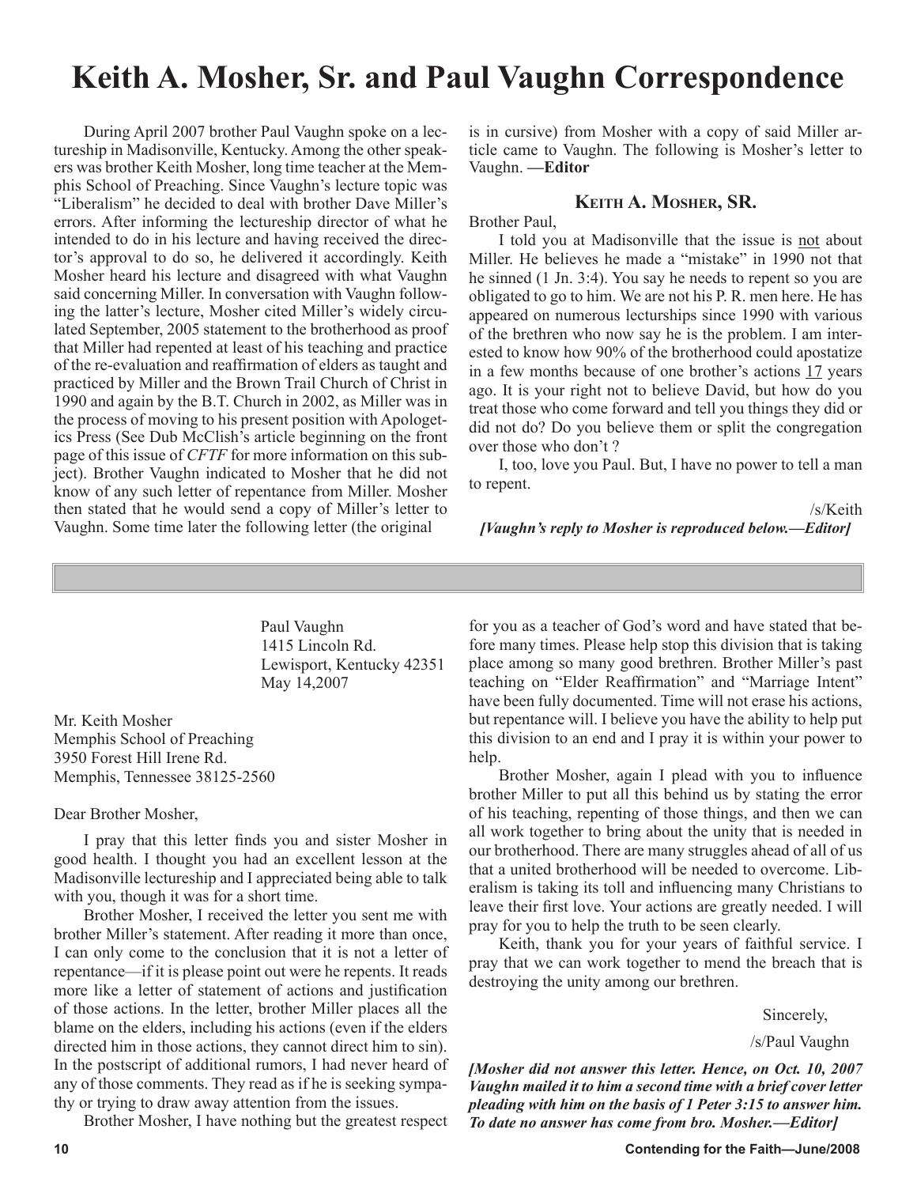# Keith A. Mosher, Sr. and Paul Vaughn Correspondence

During April 2007 brother Paul Vaughn spoke on a lectureship in Madisonville, Kentucky. Among the other speakers was brother Keith Mosher, long time teacher at the Memphis School of Preaching. Since Vaughn's lecture topic was "Liberalism" he decided to deal with brother Dave Miller's errors. After informing the lectureship director of what he intended to do in his lecture and having received the director's approval to do so, he delivered it accordingly. Keith Mosher heard his lecture and disagreed with what Vaughn said concerning Miller. In conversation with Vaughn following the latter's lecture, Mosher cited Miller's widely circulated September, 2005 statement to the brotherhood as proof that Miller had repented at least of his teaching and practice of the re-evaluation and reaffirmation of elders as taught and practiced by Miller and the Brown Trail Church of Christ in 1990 and again by the B.T. Church in 2002, as Miller was in the process of moving to his present position with Apologetics Press (See Dub McClish's article beginning on the front page of this issue of *CFTF* for more information on this subject). Brother Vaughn indicated to Mosher that he did not know of any such letter of repentance from Miller. Mosher then stated that he would send a copy of Miller's letter to Vaughn. Some time later the following letter (the original is in cursive) from Mosher with a copy of said Miller article came to Vaughn. The following is Mosher's letter to Vaughn. **—Editor**

### Keith A. Mosher, Sr.

Brother Paul,

I told you at Madisonville that the issue is not about Miller. He believes he made a "mistake" in 1990 not that he sinned (1 Jn. 3:4). You say he needs to repent so you are obligated to go to him. We are not his P. R. men here. He has appeared on numerous lecturships since 1990 with various of the brethren who now say he is the problem. I am interested to know how 90% of the brotherhood could apostatize in a few months because of one brother's actions 17 years ago. It is your right not to believe David, but how do you treat those who come forward and tell you things they did or did not do? Do you believe them or split the congregation over those who don't ?

I, too, love you Paul. But, I have no power to tell a man to repent.

/s/Keith

***[Vaughn's reply to Mosher is reproduced below.—Editor]***

---

Paul Vaughn
1415 Lincoln Rd.
Lewisport, Kentucky 42351
May 14,2007

Mr. Keith Mosher
Memphis School of Preaching
3950 Forest Hill Irene Rd.
Memphis, Tennessee 38125-2560

Dear Brother Mosher,

I pray that this letter finds you and sister Mosher in good health. I thought you had an excellent lesson at the Madisonville lectureship and I appreciated being able to talk with you, though it was for a short time.

Brother Mosher, I received the letter you sent me with brother Miller's statement. After reading it more than once, I can only come to the conclusion that it is not a letter of repentance—if it is please point out were he repents. It reads more like a letter of statement of actions and justification of those actions. In the letter, brother Miller places all the blame on the elders, including his actions (even if the elders directed him in those actions, they cannot direct him to sin). In the postscript of additional rumors, I had never heard of any of those comments. They read as if he is seeking sympathy or trying to draw away attention from the issues.

Brother Mosher, I have nothing but the greatest respect for you as a teacher of God's word and have stated that before many times. Please help stop this division that is taking place among so many good brethren. Brother Miller's past teaching on "Elder Reaffirmation" and "Marriage Intent" have been fully documented. Time will not erase his actions, but repentance will. I believe you have the ability to help put this division to an end and I pray it is within your power to help.

Brother Mosher, again I plead with you to influence brother Miller to put all this behind us by stating the error of his teaching, repenting of those things, and then we can all work together to bring about the unity that is needed in our brotherhood. There are many struggles ahead of all of us that a united brotherhood will be needed to overcome. Liberalism is taking its toll and influencing many Christians to leave their first love. Your actions are greatly needed. I will pray for you to help the truth to be seen clearly.

Keith, thank you for your years of faithful service. I pray that we can work together to mend the breach that is destroying the unity among our brethren.

Sincerely,

/s/Paul Vaughn

***[Mosher did not answer this letter. Hence, on Oct. 10, 2007 Vaughn mailed it to him a second time with a brief cover letter pleading with him on the basis of 1 Peter 3:15 to answer him. To date no answer has come from bro. Mosher.—Editor]***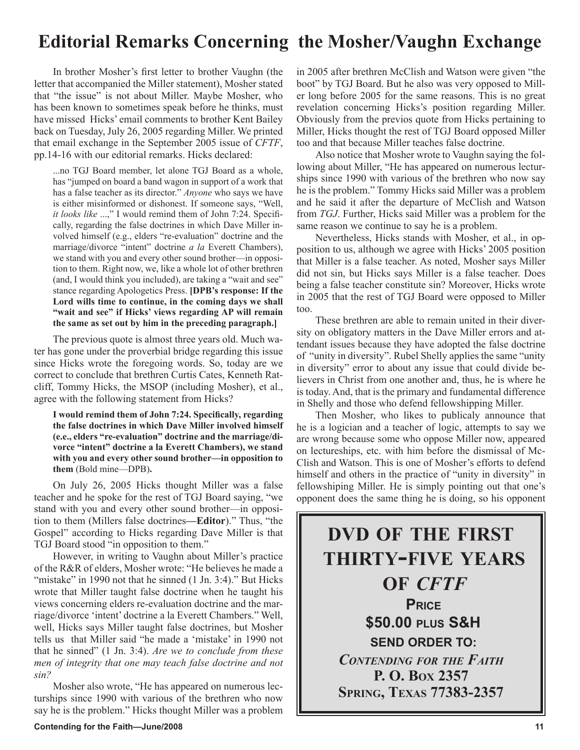# Editorial Remarks Concerning the Mosher/Vaughn Exchange

In brother Mosher's first letter to brother Vaughn (the letter that accompanied the Miller statement), Mosher stated that "the issue" is not about Miller. Maybe Mosher, who has been known to sometimes speak before he thinks, must have missed Hicks' email comments to brother Kent Bailey back on Tuesday, July 26, 2005 regarding Miller. We printed that email exchange in the September 2005 issue of *CFTF*, pp.14-16 with our editorial remarks. Hicks declared:

> ...no TGJ Board member, let alone TGJ Board as a whole, has "jumped on board a band wagon in support of a work that has a false teacher as its director." *Anyone* who says we have is either misinformed or dishonest. If someone says, "Well, *it looks like* ...," I would remind them of John 7:24. Specifically, regarding the false doctrines in which Dave Miller involved himself (e.g., elders "re-evaluation" doctrine and the marriage/divorce "intent" doctrine *a la* Everett Chambers), we stand with you and every other sound brother—in opposition to them. Right now, we, like a whole lot of other brethren (and, I would think you included), are taking a "wait and see" stance regarding Apologetics Press. **[DPB's response: If the Lord wills time to continue, in the coming days we shall "wait and see" if Hicks' views regarding AP will remain the same as set out by him in the preceding paragraph.]**

The previous quote is almost three years old. Much water has gone under the proverbial bridge regarding this issue since Hicks wrote the foregoing words. So, today are we correct to conclude that brethren Curtis Cates, Kenneth Ratcliff, Tommy Hicks, the MSOP (including Mosher), et al., agree with the following statement from Hicks?

> **I would remind them of John 7:24. Specifically, regarding the false doctrines in which Dave Miller involved himself (e.g., elders "re-evaluation" doctrine and the marriage/divorce "intent" doctrine a la Everett Chambers), we stand with you and every other sound brother—in opposition to them** (Bold mine—DPB)**.**

On July 26, 2005 Hicks thought Miller was a false teacher and he spoke for the rest of TGJ Board saying, "we stand with you and every other sound brother—in opposition to them (Millers false doctrines**—Editor**)." Thus, "the Gospel" according to Hicks regarding Dave Miller is that TGJ Board stood "in opposition to them."

However, in writing to Vaughn about Miller's practice of the R&R of elders, Mosher wrote: "He believes he made a "mistake" in 1990 not that he sinned (1 Jn. 3:4)." But Hicks wrote that Miller taught false doctrine when he taught his views concerning elders re-evaluation doctrine and the marriage/divorce 'intent' doctrine a la Everett Chambers." Well, well, Hicks says Miller taught false doctrines, but Mosher tells us that Miller said "he made a 'mistake' in 1990 not that he sinned" (1 Jn. 3:4). *Are we to conclude from these men of integrity that one may teach false doctrine and not sin?*

Mosher also wrote, "He has appeared on numerous lectureships since 1990 with various of the brethren who now say he is the problem." Hicks thought Miller was a problem in 2005 after brethren McClish and Watson were given "the boot" by TGJ Board. But he also was very opposed to Miller long before 2005 for the same reasons. This is no great revelation concerning Hicks's position regarding Miller. Obviously from the previos quote from Hicks pertaining to Miller, Hicks thought the rest of TGJ Board opposed Miller too and that because Miller teaches false doctrine.

Also notice that Mosher wrote to Vaughn saying the following about Miller, "He has appeared on numerous lectureships since 1990 with various of the brethren who now say he is the problem." Tommy Hicks said Miller was a problem and he said it after the departure of McClish and Watson from *TGJ*. Further, Hicks said Miller was a problem for the same reason we continue to say he is a problem.

Nevertheless, Hicks stands with Mosher, et al., in opposition to us, although we agree with Hicks' 2005 position that Miller is a false teacher. As noted, Mosher says Miller did not sin, but Hicks says Miller is a false teacher. Does being a false teacher constitute sin? Moreover, Hicks wrote in 2005 that the rest of TGJ Board were opposed to Miller too.

These brethren are able to remain united in their diversity on obligatory matters in the Dave Miller errors and attendant issues because they have adopted the false doctrine of "unity in diversity". Rubel Shelly applies the same "unity in diversity" error to about any issue that could divide believers in Christ from one another and, thus, he is where he is today. And, that is the primary and fundamental difference in Shelly and those who defend fellowshipping Miller.

Then Mosher, who likes to publicaly announce that he is a logician and a teacher of logic, attempts to say we are wrong because some who oppose Miller now, appeared on lectureships, etc. with him before the dismissal of McClish and Watson. This is one of Mosher's efforts to defend himself and others in the practice of "unity in diversity" in fellowshiping Miller. He is simply pointing out that one's opponent does the same thing he is doing, so his opponent

---

**DVD OF THE FIRST THIRTY-FIVE YEARS OF *CFTF***

**PRICE**

**$50.00 PLUS S&H**

**SEND ORDER TO:**

***CONTENDING FOR THE FAITH***

**P. O. BOX 2357**

**SPRING, TEXAS 77383-2357**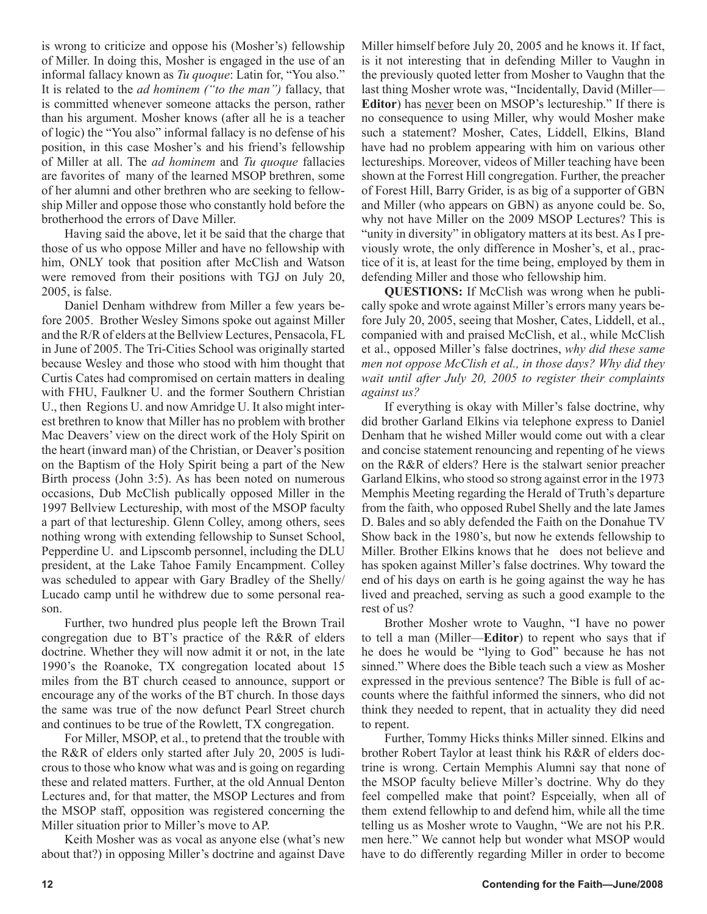is wrong to criticize and oppose his (Mosher's) fellowship of Miller. In doing this, Mosher is engaged in the use of an informal fallacy known as *Tu quoque*: Latin for, "You also." It is related to the *ad hominem ("to the man")* fallacy, that is committed whenever someone attacks the person, rather than his argument. Mosher knows (after all he is a teacher of logic) the "You also" informal fallacy is no defense of his position, in this case Mosher's and his friend's fellowship of Miller at all. The *ad hominem* and *Tu quoque* fallacies are favorites of many of the learned MSOP brethren, some of her alumni and other brethren who are seeking to fellowship Miller and oppose those who constantly hold before the brotherhood the errors of Dave Miller.

Having said the above, let it be said that the charge that those of us who oppose Miller and have no fellowship with him, ONLY took that position after McClish and Watson were removed from their positions with TGJ on July 20, 2005, is false.

Daniel Denham withdrew from Miller a few years before 2005. Brother Wesley Simons spoke out against Miller and the R/R of elders at the Bellview Lectures, Pensacola, FL in June of 2005. The Tri-Cities School was originally started because Wesley and those who stood with him thought that Curtis Cates had compromised on certain matters in dealing with FHU, Faulkner U. and the former Southern Christian U., then Regions U. and now Amridge U. It also might interest brethren to know that Miller has no problem with brother Mac Deavers' view on the direct work of the Holy Spirit on the heart (inward man) of the Christian, or Deaver's position on the Baptism of the Holy Spirit being a part of the New Birth process (John 3:5). As has been noted on numerous occasions, Dub McClish publically opposed Miller in the 1997 Bellview Lectureship, with most of the MSOP faculty a part of that lectureship. Glenn Colley, among others, sees nothing wrong with extending fellowship to Sunset School, Pepperdine U. and Lipscomb personnel, including the DLU president, at the Lake Tahoe Family Encampment. Colley was scheduled to appear with Gary Bradley of the Shelly/Lucado camp until he withdrew due to some personal reason.

Further, two hundred plus people left the Brown Trail congregation due to BT's practice of the R&R of elders doctrine. Whether they will now admit it or not, in the late 1990's the Roanoke, TX congregation located about 15 miles from the BT church ceased to announce, support or encourage any of the works of the BT church. In those days the same was true of the now defunct Pearl Street church and continues to be true of the Rowlett, TX congregation.

For Miller, MSOP, et al., to pretend that the trouble with the R&R of elders only started after July 20, 2005 is ludicrous to those who know what was and is going on regarding these and related matters. Further, at the old Annual Denton Lectures and, for that matter, the MSOP Lectures and from the MSOP staff, opposition was registered concerning the Miller situation prior to Miller's move to AP.

Keith Mosher was as vocal as anyone else (what's new about that?) in opposing Miller's doctrine and against Dave Miller himself before July 20, 2005 and he knows it. If fact, is it not interesting that in defending Miller to Vaughn in the previously quoted letter from Mosher to Vaughn that the last thing Mosher wrote was, "Incidentally, David (Miller—**Editor**) has <u>never</u> been on MSOP's lectureship." If there is no consequence to using Miller, why would Mosher make such a statement? Mosher, Cates, Liddell, Elkins, Bland have had no problem appearing with him on various other lectureships. Moreover, videos of Miller teaching have been shown at the Forrest Hill congregation. Further, the preacher of Forest Hill, Barry Grider, is as big of a supporter of GBN and Miller (who appears on GBN) as anyone could be. So, why not have Miller on the 2009 MSOP Lectures? This is "unity in diversity" in obligatory matters at its best. As I previously wrote, the only difference in Mosher's, et al., practice of it is, at least for the time being, employed by them in defending Miller and those who fellowship him.

**QUESTIONS:** If McClish was wrong when he publically spoke and wrote against Miller's errors many years before July 20, 2005, seeing that Mosher, Cates, Liddell, et al., companied with and praised McClish, et al., while McClish et al., opposed Miller's false doctrines, *why did these same men not oppose McClish et al., in those days? Why did they wait until after July 20, 2005 to register their complaints against us?*

If everything is okay with Miller's false doctrine, why did brother Garland Elkins via telephone express to Daniel Denham that he wished Miller would come out with a clear and concise statement renouncing and repenting of he views on the R&R of elders? Here is the stalwart senior preacher Garland Elkins, who stood so strong against error in the 1973 Memphis Meeting regarding the Herald of Truth's departure from the faith, who opposed Rubel Shelly and the late James D. Bales and so ably defended the Faith on the Donahue TV Show back in the 1980's, but now he extends fellowship to Miller. Brother Elkins knows that he does not believe and has spoken against Miller's false doctrines. Why toward the end of his days on earth is he going against the way he has lived and preached, serving as such a good example to the rest of us?

Brother Mosher wrote to Vaughn, "I have no power to tell a man (Miller—**Editor**) to repent who says that if he does he would be "lying to God" because he has not sinned." Where does the Bible teach such a view as Mosher expressed in the previous sentence? The Bible is full of accounts where the faithful informed the sinners, who did not think they needed to repent, that in actuality they did need to repent.

Further, Tommy Hicks thinks Miller sinned. Elkins and brother Robert Taylor at least think his R&R of elders doctrine is wrong. Certain Memphis Alumni say that none of the MSOP faculty believe Miller's doctrine. Why do they feel compelled make that point? Espceially, when all of them extend fellowhip to and defend him, while all the time telling us as Mosher wrote to Vaughn, "We are not his P.R. men here." We cannot help but wonder what MSOP would have to do differently regarding Miller in order to become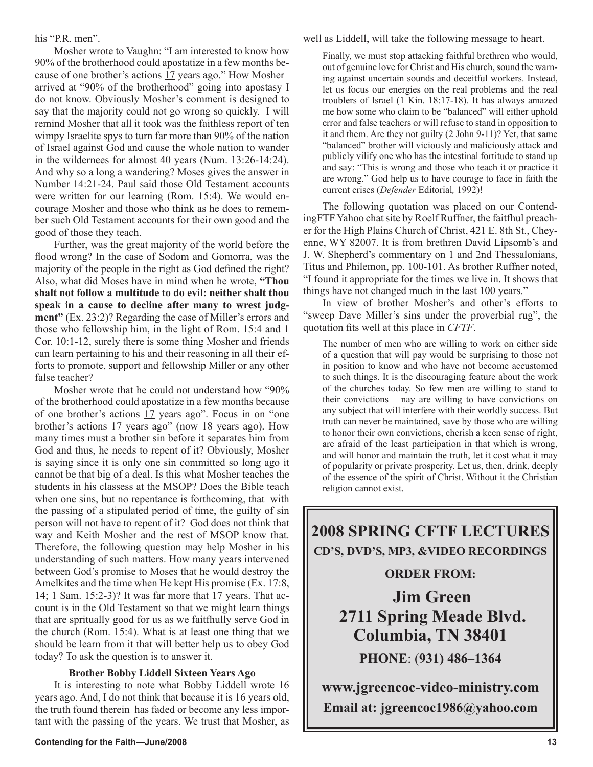his "P.R. men".

Mosher wrote to Vaughn: "I am interested to know how 90% of the brotherhood could apostatize in a few months because of one brother's actions <u>17</u> years ago." How Mosher arrived at "90% of the brotherhood" going into apostasy I do not know. Obviously Mosher's comment is designed to say that the majority could not go wrong so quickly. I will remind Mosher that all it took was the faithless report of ten wimpy Israelite spys to turn far more than 90% of the nation of Israel against God and cause the whole nation to wander in the wildernees for almost 40 years (Num. 13:26-14:24). And why so a long a wandering? Moses gives the answer in Number 14:21-24. Paul said those Old Testament accounts were written for our learning (Rom. 15:4). We would encourage Mosher and those who think as he does to remember such Old Testament accounts for their own good and the good of those they teach.

Further, was the great majority of the world before the flood wrong? In the case of Sodom and Gomorra, was the majority of the people in the right as God defined the right? Also, what did Moses have in mind when he wrote, **"Thou shalt not follow a multitude to do evil: neither shalt thou speak in a cause to decline after many to wrest judgment"** (Ex. 23:2)? Regarding the case of Miller's errors and those who fellowship him, in the light of Rom. 15:4 and 1 Cor. 10:1-12, surely there is some thing Mosher and friends can learn pertaining to his and their reasoning in all their efforts to promote, support and fellowship Miller or any other false teacher?

Mosher wrote that he could not understand how "90% of the brotherhood could apostatize in a few months because of one brother's actions <u>17</u> years ago". Focus in on "one brother's actions <u>17</u> years ago" (now 18 years ago). How many times must a brother sin before it separates him from God and thus, he needs to repent of it? Obviously, Mosher is saying since it is only one sin committed so long ago it cannot be that big of a deal. Is this what Mosher teaches the students in his classess at the MSOP? Does the Bible teach when one sins, but no repentance is forthcoming, that with the passing of a stipulated period of time, the guilty of sin person will not have to repent of it? God does not think that way and Keith Mosher and the rest of MSOP know that. Therefore, the following question may help Mosher in his understanding of such matters. How many years intervened between God's promise to Moses that he would destroy the Amelkites and the time when He kept His promise (Ex. 17:8, 14; 1 Sam. 15:2-3)? It was far more that 17 years. That account is in the Old Testament so that we might learn things that are spritually good for us as we faithfully serve God in the church (Rom. 15:4). What is at least one thing that we should be learn from it that will better help us to obey God today? To ask the question is to answer it.

### Brother Bobby Liddell Sixteen Years Ago

It is interesting to note what Bobby Liddell wrote 16 years ago. And, I do not think that because it is 16 years old, the truth found therein has faded or become any less important with the passing of the years. We trust that Mosher, as well as Liddell, will take the following message to heart.

> Finally, we must stop attacking faithful brethren who would, out of genuine love for Christ and His church, sound the warning against uncertain sounds and deceitful workers. Instead, let us focus our energies on the real problems and the real troublers of Israel (1 Kin. 18:17-18). It has always amazed me how some who claim to be "balanced" will either uphold error and false teachers or will refuse to stand in opposition to it and them. Are they not guilty (2 John 9-11)? Yet, that same "balanced" brother will viciously and maliciously attack and publicly vilify one who has the intestinal fortitude to stand up and say: "This is wrong and those who teach it or practice it are wrong." God help us to have courage to face in faith the current crises (*Defender* Editorial*,* 1992)!

The following quotation was placed on our ContendingFTF Yahoo chat site by Roelf Ruffner, the faitfhul preacher for the High Plains Church of Christ, 421 E. 8th St., Cheyenne, WY 82007. It is from brethren David Lipsomb's and J. W. Shepherd's commentary on 1 and 2nd Thessalonians, Titus and Philemon, pp. 100-101. As brother Ruffner noted, "I found it appropriate for the times we live in. It shows that things have not changed much in the last 100 years."

In view of brother Mosher's and other's efforts to "sweep Dave Miller's sins under the proverbial rug", the quotation fits well at this place in *CFTF*.

> The number of men who are willing to work on either side of a question that will pay would be surprising to those not in position to know and who have not become accustomed to such things. It is the discouraging feature about the work of the churches today. So few men are willing to stand to their convictions – nay are willing to have convictions on any subject that will interfere with their worldly success. But truth can never be maintained, save by those who are willing to honor their own convictions, cherish a keen sense of right, are afraid of the least participation in that which is wrong, and will honor and maintain the truth, let it cost what it may of popularity or private prosperity. Let us, then, drink, deeply of the essence of the spirit of Christ. Without it the Christian religion cannot exist.

## 2008 SPRING CFTF LECTURES

**CD'S, DVD'S, MP3, &VIDEO RECORDINGS**

**ORDER FROM:**

**Jim Green**
**2711 Spring Meade Blvd.**
**Columbia, TN 38401**

**PHONE: (931) 486–1364**

**www.jgreencoc-video-ministry.com**

**Email at: jgreencoc1986@yahoo.com**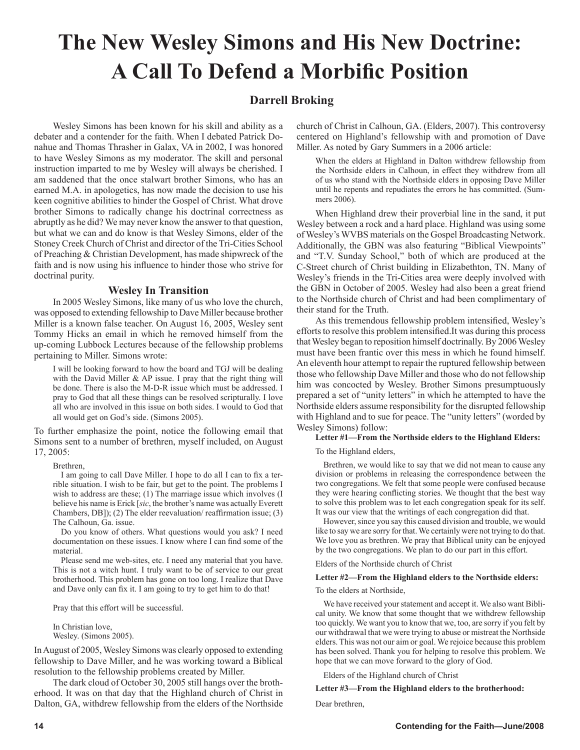# The New Wesley Simons and His New Doctrine: A Call To Defend a Morbific Position

**Darrell Broking**

Wesley Simons has been known for his skill and ability as a debater and a contender for the faith. When I debated Patrick Donahue and Thomas Thrasher in Galax, VA in 2002, I was honored to have Wesley Simons as my moderator. The skill and personal instruction imparted to me by Wesley will always be cherished. I am saddened that the once stalwart brother Simons, who has an earned M.A. in apologetics, has now made the decision to use his keen cognitive abilities to hinder the Gospel of Christ. What drove brother Simons to radically change his doctrinal correctness as abruptly as he did? We may never know the answer to that question, but what we can and do know is that Wesley Simons, elder of the Stoney Creek Church of Christ and director of the Tri-Cities School of Preaching & Christian Development, has made shipwreck of the faith and is now using his influence to hinder those who strive for doctrinal purity.

### Wesley In Transition

In 2005 Wesley Simons, like many of us who love the church, was opposed to extending fellowship to Dave Miller because brother Miller is a known false teacher. On August 16, 2005, Wesley sent Tommy Hicks an email in which he removed himself from the up-coming Lubbock Lectures because of the fellowship problems pertaining to Miller. Simons wrote:

> I will be looking forward to how the board and TGJ will be dealing with the David Miller & AP issue. I pray that the right thing will be done. There is also the M-D-R issue which must be addressed. I pray to God that all these things can be resolved scripturally. I love all who are involved in this issue on both sides. I would to God that all would get on God's side. (Simons 2005).

To further emphasize the point, notice the following email that Simons sent to a number of brethren, myself included, on August 17, 2005:

> Brethren,
>
> I am going to call Dave Miller. I hope to do all I can to fix a terrible situation. I wish to be fair, but get to the point. The problems I wish to address are these; (1) The marriage issue which involves (I believe his name is Erick [*sic*, the brother's name was actually Everett Chambers, DB]); (2) The elder reevaluation/ reaffirmation issue; (3) The Calhoun, Ga. issue.
>
> Do you know of others. What questions would you ask? I need documentation on these issues. I know where I can find some of the material.
>
> Please send me web-sites, etc. I need any material that you have. This is not a witch hunt. I truly want to be of service to our great brotherhood. This problem has gone on too long. I realize that Dave and Dave only can fix it. I am going to try to get him to do that!
>
> Pray that this effort will be successful.
>
> In Christian love,
> Wesley. (Simons 2005).

In August of 2005, Wesley Simons was clearly opposed to extending fellowship to Dave Miller, and he was working toward a Biblical resolution to the fellowship problems created by Miller.

The dark cloud of October 30, 2005 still hangs over the brotherhood. It was on that day that the Highland church of Christ in Dalton, GA, withdrew fellowship from the elders of the Northside church of Christ in Calhoun, GA. (Elders, 2007). This controversy centered on Highland's fellowship with and promotion of Dave Miller. As noted by Gary Summers in a 2006 article:

> When the elders at Highland in Dalton withdrew fellowship from the Northside elders in Calhoun, in effect they withdrew from all of us who stand with the Northside elders in opposing Dave Miller until he repents and repudiates the errors he has committed. (Summers 2006).

When Highland drew their proverbial line in the sand, it put Wesley between a rock and a hard place. Highland was using some of Wesley's WVBS materials on the Gospel Broadcasting Network. Additionally, the GBN was also featuring "Biblical Viewpoints" and "T.V. Sunday School," both of which are produced at the C-Street church of Christ building in Elizabethton, TN. Many of Wesley's friends in the Tri-Cities area were deeply involved with the GBN in October of 2005. Wesley had also been a great friend to the Northside church of Christ and had been complimentary of their stand for the Truth.

As this tremendous fellowship problem intensified, Wesley's efforts to resolve this problem intensified.It was during this process that Wesley began to reposition himself doctrinally. By 2006 Wesley must have been frantic over this mess in which he found himself. An eleventh hour attempt to repair the ruptured fellowship between those who fellowship Dave Miller and those who do not fellowship him was concocted by Wesley. Brother Simons presumptuously prepared a set of "unity letters" in which he attempted to have the Northside elders assume responsibility for the disrupted fellowship with Highland and to sue for peace. The "unity letters" (worded by Wesley Simons) follow:

**Letter #1—From the Northside elders to the Highland Elders:**

> To the Highland elders,
>
> Brethren, we would like to say that we did not mean to cause any division or problems in releasing the correspondence between the two congregations. We felt that some people were confused because they were hearing conflicting stories. We thought that the best way to solve this problem was to let each congregation speak for its self. It was our view that the writings of each congregation did that.
>
> However, since you say this caused division and trouble, we would like to say we are sorry for that. We certainly were not trying to do that. We love you as brethren. We pray that Biblical unity can be enjoyed by the two congregations. We plan to do our part in this effort.
>
> Elders of the Northside church of Christ

**Letter #2—From the Highland elders to the Northside elders:**

> To the elders at Northside,
>
> We have received your statement and accept it. We also want Biblical unity. We know that some thought that we withdrew fellowship too quickly. We want you to know that we, too, are sorry if you felt by our withdrawal that we were trying to abuse or mistreat the Northside elders. This was not our aim or goal. We rejoice because this problem has been solved. Thank you for helping to resolve this problem. We hope that we can move forward to the glory of God.
>
> Elders of the Highland church of Christ

**Letter #3—From the Highland elders to the brotherhood:**

> Dear brethren,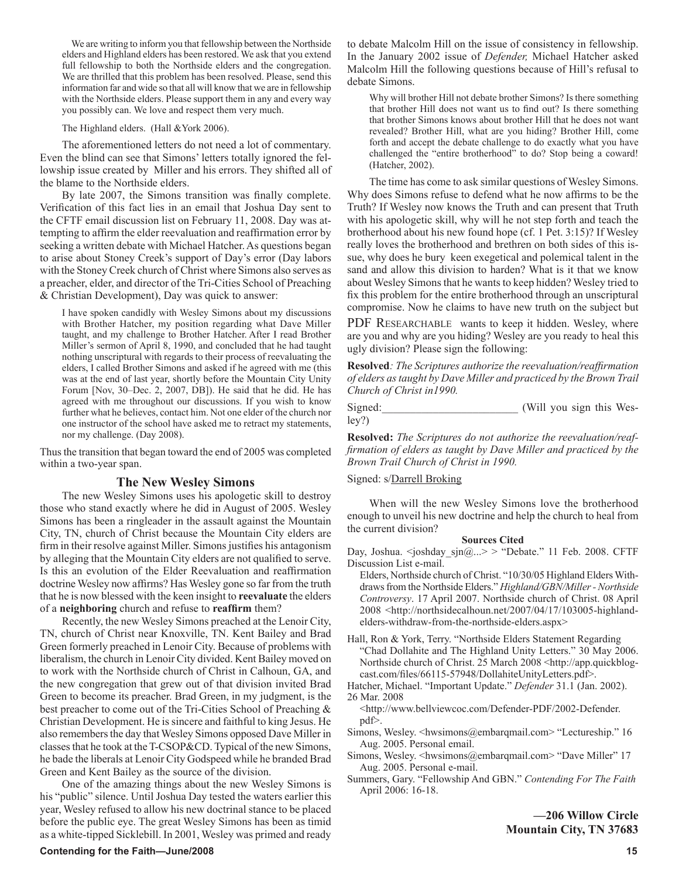We are writing to inform you that fellowship between the Northside elders and Highland elders has been restored. We ask that you extend full fellowship to both the Northside elders and the congregation. We are thrilled that this problem has been resolved. Please, send this information far and wide so that all will know that we are in fellowship with the Northside elders. Please support them in any and every way you possibly can. We love and respect them very much.

The Highland elders. (Hall &York 2006).

The aforementioned letters do not need a lot of commentary. Even the blind can see that Simons' letters totally ignored the fellowship issue created by Miller and his errors. They shifted all of the blame to the Northside elders.

By late 2007, the Simons transition was finally complete. Verification of this fact lies in an email that Joshua Day sent to the CFTF email discussion list on February 11, 2008. Day was attempting to affirm the elder reevaluation and reaffirmation error by seeking a written debate with Michael Hatcher. As questions began to arise about Stoney Creek's support of Day's error (Day labors with the Stoney Creek church of Christ where Simons also serves as a preacher, elder, and director of the Tri-Cities School of Preaching & Christian Development), Day was quick to answer:

> I have spoken candidly with Wesley Simons about my discussions with Brother Hatcher, my position regarding what Dave Miller taught, and my challenge to Brother Hatcher. After I read Brother Miller's sermon of April 8, 1990, and concluded that he had taught nothing unscriptural with regards to their process of reevaluating the elders, I called Brother Simons and asked if he agreed with me (this was at the end of last year, shortly before the Mountain City Unity Forum [Nov, 30–Dec. 2, 2007, DB]). He said that he did. He has agreed with me throughout our discussions. If you wish to know further what he believes, contact him. Not one elder of the church nor one instructor of the school have asked me to retract my statements, nor my challenge. (Day 2008).

Thus the transition that began toward the end of 2005 was completed within a two-year span.

## The New Wesley Simons

The new Wesley Simons uses his apologetic skill to destroy those who stand exactly where he did in August of 2005. Wesley Simons has been a ringleader in the assault against the Mountain City, TN, church of Christ because the Mountain City elders are firm in their resolve against Miller. Simons justifies his antagonism by alleging that the Mountain City elders are not qualified to serve. Is this an evolution of the Elder Reevaluation and reaffirmation doctrine Wesley now affirms? Has Wesley gone so far from the truth that he is now blessed with the keen insight to **reevaluate** the elders of a **neighboring** church and refuse to **reaffirm** them?

Recently, the new Wesley Simons preached at the Lenoir City, TN, church of Christ near Knoxville, TN. Kent Bailey and Brad Green formerly preached in Lenoir City. Because of problems with liberalism, the church in Lenoir City divided. Kent Bailey moved on to work with the Northside church of Christ in Calhoun, GA, and the new congregation that grew out of that division invited Brad Green to become its preacher. Brad Green, in my judgment, is the best preacher to come out of the Tri-Cities School of Preaching & Christian Development. He is sincere and faithful to king Jesus. He also remembers the day that Wesley Simons opposed Dave Miller in classes that he took at the T-CSOP&CD. Typical of the new Simons, he bade the liberals at Lenoir City Godspeed while he branded Brad Green and Kent Bailey as the source of the division.

One of the amazing things about the new Wesley Simons is his "public" silence. Until Joshua Day tested the waters earlier this year, Wesley refused to allow his new doctrinal stance to be placed before the public eye. The great Wesley Simons has been as timid as a white-tipped Sicklebill. In 2001, Wesley was primed and ready to debate Malcolm Hill on the issue of consistency in fellowship. In the January 2002 issue of *Defender,* Michael Hatcher asked Malcolm Hill the following questions because of Hill's refusal to debate Simons.

> Why will brother Hill not debate brother Simons? Is there something that brother Hill does not want us to find out? Is there something that brother Simons knows about brother Hill that he does not want revealed? Brother Hill, what are you hiding? Brother Hill, come forth and accept the debate challenge to do exactly what you have challenged the "entire brotherhood" to do? Stop being a coward! (Hatcher, 2002).

The time has come to ask similar questions of Wesley Simons. Why does Simons refuse to defend what he now affirms to be the Truth? If Wesley now knows the Truth and can present that Truth with his apologetic skill, why will he not step forth and teach the brotherhood about his new found hope (cf. 1 Pet. 3:15)? If Wesley really loves the brotherhood and brethren on both sides of this issue, why does he bury keen exegetical and polemical talent in the sand and allow this division to harden? What is it that we know about Wesley Simons that he wants to keep hidden? Wesley tried to fix this problem for the entire brotherhood through an unscriptural compromise. Now he claims to have new truth on the subject but PDF RESEARCHABLE wants to keep it hidden. Wesley, where are you and why are you hiding? Wesley are you ready to heal this ugly division? Please sign the following:

**Resolved***: The Scriptures authorize the reevaluation/reaffirmation of elders as taught by Dave Miller and practiced by the Brown Trail Church of Christ in1990.*

Signed:________________________ (Will you sign this Wesley?)

**Resolved:** *The Scriptures do not authorize the reevaluation/reaffirmation of elders as taught by Dave Miller and practiced by the Brown Trail Church of Christ in 1990.*

Signed: s/Darrell Broking

When will the new Wesley Simons love the brotherhood enough to unveil his new doctrine and help the church to heal from the current division?

**Sources Cited**

Day, Joshua. <joshday_sjn@...> > "Debate." 11 Feb. 2008. CFTF Discussion List e-mail.

Elders, Northside church of Christ. "10/30/05 Highland Elders Withdraws from the Northside Elders." *Highland/GBN/Miller - Northside Controversy*. 17 April 2007. Northside church of Christ. 08 April 2008 <http://northsidecalhoun.net/2007/04/17/103005-highland-elders-withdraw-from-the-northside-elders.aspx>

Hall, Ron & York, Terry. "Northside Elders Statement Regarding "Chad Dollahite and The Highland Unity Letters." 30 May 2006. Northside church of Christ. 25 March 2008 <http://app.quickblogcast.com/files/66115-57948/DollahiteUnityLetters.pdf>.

Hatcher, Michael. "Important Update." *Defender* 31.1 (Jan. 2002). 26 Mar. 2008 <http://www.bellviewcoc.com/Defender-PDF/2002-Defender.pdf>.

Simons, Wesley. <hwsimons@embarqmail.com> "Lectureship." 16 Aug. 2005. Personal email.

Simons, Wesley. <hwsimons@embarqmail.com> "Dave Miller" 17 Aug. 2005. Personal e-mail.

Summers, Gary. "Fellowship And GBN." *Contending For The Faith* April 2006: 16-18.

**—206 Willow Circle**
**Mountain City, TN 37683**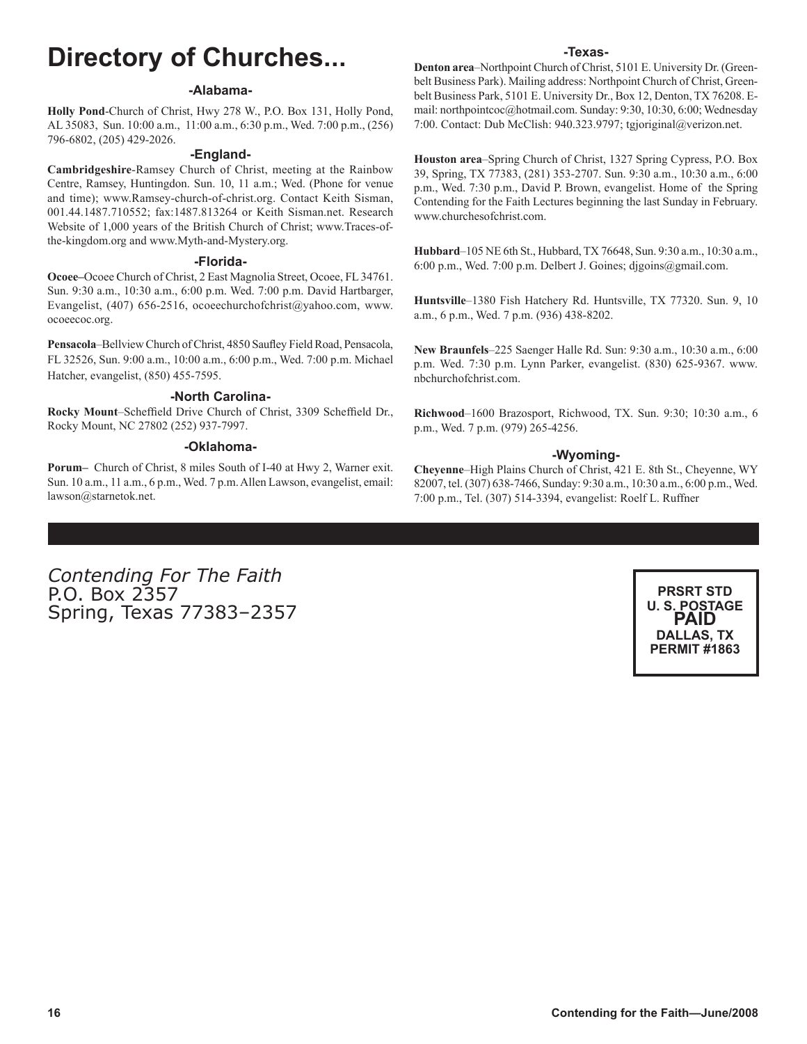# Directory of Churches...

### -Alabama-

**Holly Pond**-Church of Christ, Hwy 278 W., P.O. Box 131, Holly Pond, AL 35083, Sun. 10:00 a.m., 11:00 a.m., 6:30 p.m., Wed. 7:00 p.m., (256) 796-6802, (205) 429-2026.

### -England-

**Cambridgeshire**-Ramsey Church of Christ, meeting at the Rainbow Centre, Ramsey, Huntingdon. Sun. 10, 11 a.m.; Wed. (Phone for venue and time); www.Ramsey-church-of-christ.org. Contact Keith Sisman, 001.44.1487.710552; fax:1487.813264 or Keith Sisman.net. Research Website of 1,000 years of the British Church of Christ; www.Traces-of-the-kingdom.org and www.Myth-and-Mystery.org.

### -Florida-

**Ocoee–**Ocoee Church of Christ, 2 East Magnolia Street, Ocoee, FL 34761. Sun. 9:30 a.m., 10:30 a.m., 6:00 p.m. Wed. 7:00 p.m. David Hartbarger, Evangelist, (407) 656-2516, ocoeechurchofchrist@yahoo.com, www.ocoeecoc.org.

**Pensacola**–Bellview Church of Christ, 4850 Saufley Field Road, Pensacola, FL 32526, Sun. 9:00 a.m., 10:00 a.m., 6:00 p.m., Wed. 7:00 p.m. Michael Hatcher, evangelist, (850) 455-7595.

### -North Carolina-

**Rocky Mount**–Scheffield Drive Church of Christ, 3309 Scheffield Dr., Rocky Mount, NC 27802 (252) 937-7997.

### -Oklahoma-

**Porum–** Church of Christ, 8 miles South of I-40 at Hwy 2, Warner exit. Sun. 10 a.m., 11 a.m., 6 p.m., Wed. 7 p.m. Allen Lawson, evangelist, email: lawson@starnetok.net.

### -Texas-

**Denton area**–Northpoint Church of Christ, 5101 E. University Dr. (Greenbelt Business Park). Mailing address: Northpoint Church of Christ, Greenbelt Business Park, 5101 E. University Dr., Box 12, Denton, TX 76208. E-mail: northpointcoc@hotmail.com. Sunday: 9:30, 10:30, 6:00; Wednesday 7:00. Contact: Dub McClish: 940.323.9797; tgjoriginal@verizon.net.

**Houston area**–Spring Church of Christ, 1327 Spring Cypress, P.O. Box 39, Spring, TX 77383, (281) 353-2707. Sun. 9:30 a.m., 10:30 a.m., 6:00 p.m., Wed. 7:30 p.m., David P. Brown, evangelist. Home of the Spring Contending for the Faith Lectures beginning the last Sunday in February. www.churchesofchrist.com.

**Hubbard**–105 NE 6th St., Hubbard, TX 76648, Sun. 9:30 a.m., 10:30 a.m., 6:00 p.m., Wed. 7:00 p.m. Delbert J. Goines; djgoins@gmail.com.

**Huntsville**–1380 Fish Hatchery Rd. Huntsville, TX 77320. Sun. 9, 10 a.m., 6 p.m., Wed. 7 p.m. (936) 438-8202.

**New Braunfels**–225 Saenger Halle Rd. Sun: 9:30 a.m., 10:30 a.m., 6:00 p.m. Wed. 7:30 p.m. Lynn Parker, evangelist. (830) 625-9367. www.nbchurchofchrist.com.

**Richwood**–1600 Brazosport, Richwood, TX. Sun. 9:30; 10:30 a.m., 6 p.m., Wed. 7 p.m. (979) 265-4256.

### -Wyoming-

**Cheyenne**–High Plains Church of Christ, 421 E. 8th St., Cheyenne, WY 82007, tel. (307) 638-7466, Sunday: 9:30 a.m., 10:30 a.m., 6:00 p.m., Wed. 7:00 p.m., Tel. (307) 514-3394, evangelist: Roelf L. Ruffner

*Contending For The Faith*
P.O. Box 2357
Spring, Texas 77383–2357

**PRSRT STD**
**U. S. POSTAGE**
**PAID**
**DALLAS, TX**
**PERMIT #1863**